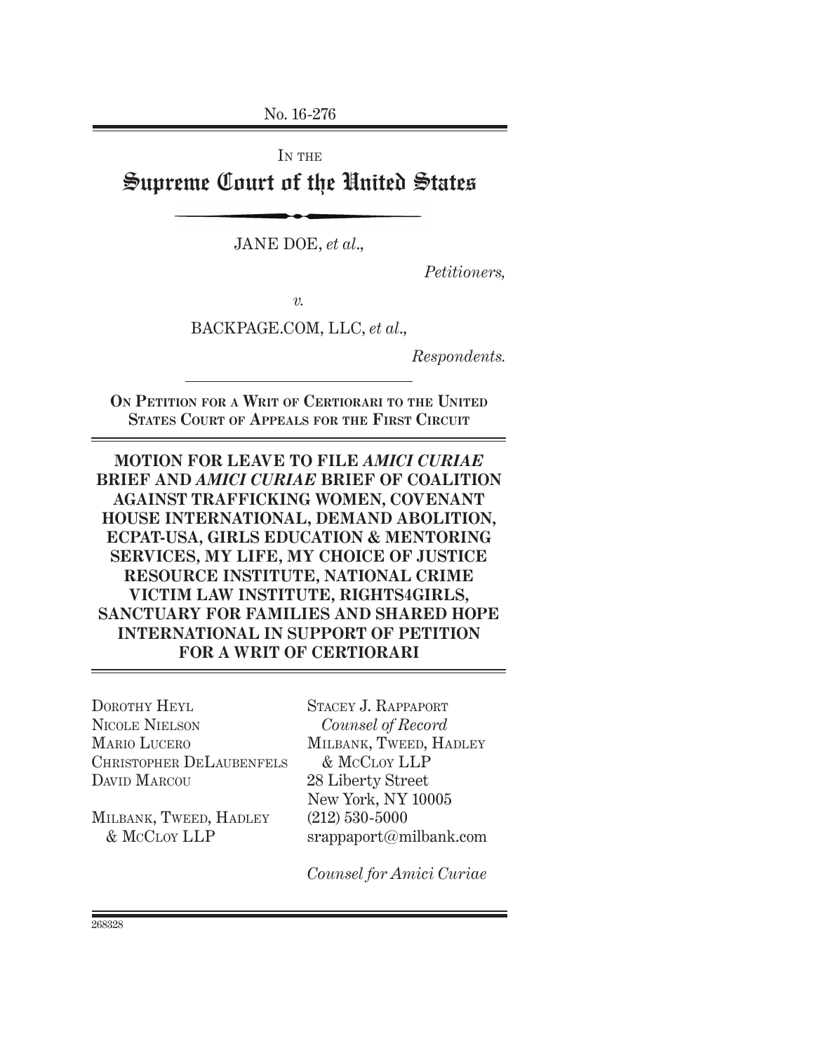No. 16-276

IN THE

# Supreme Court of the United States

JANE DOE, *et al.*,

*Petitioners,*

*v.*

BACKPAGE.COM, LLC, *et al.*,

*Respondents.*

**ON PETITION FOR A WRIT OF CERTIORARI TO THE UNITED STATES COURT OF APPEALS FOR THE FIRST CIRCUIT**

**MOTION FOR LEAVE TO FILE *AMICI CURIAE* BRIEF AND *AMICI CURIAE* BRIEF OF COALITION AGAINST TRAFFICKING WOMEN, COVENANT HOUSE INTERNATIONAL, DEMAND ABOLITION, ECPAT-USA, GIRLS EDUCATION & MENTORING SERVICES, MY LIFE, MY CHOICE OF JUSTICE RESOURCE INSTITUTE, NATIONAL CRIME VICTIM LAW INSTITUTE, RIGHTS4GIRLS, SANCTUARY FOR FAMILIES AND SHARED HOPE INTERNATIONAL IN SUPPORT OF PETITION FOR A WRIT OF CERTIORARI**

DOROTHY HEYL
NICOLE NIELSON
MARIO LUCERO
CHRISTOPHER DELAUBENFELS
DAVID MARCOU

MILBANK, TWEED, HADLEY & MCCLOY LLP

STACEY J. RAPPAPORT
*Counsel of Record*
MILBANK, TWEED, HADLEY & MCCLOY LLP
28 Liberty Street
New York, NY 10005
(212) 530-5000
srappaport@milbank.com

*Counsel for Amici Curiae*

268328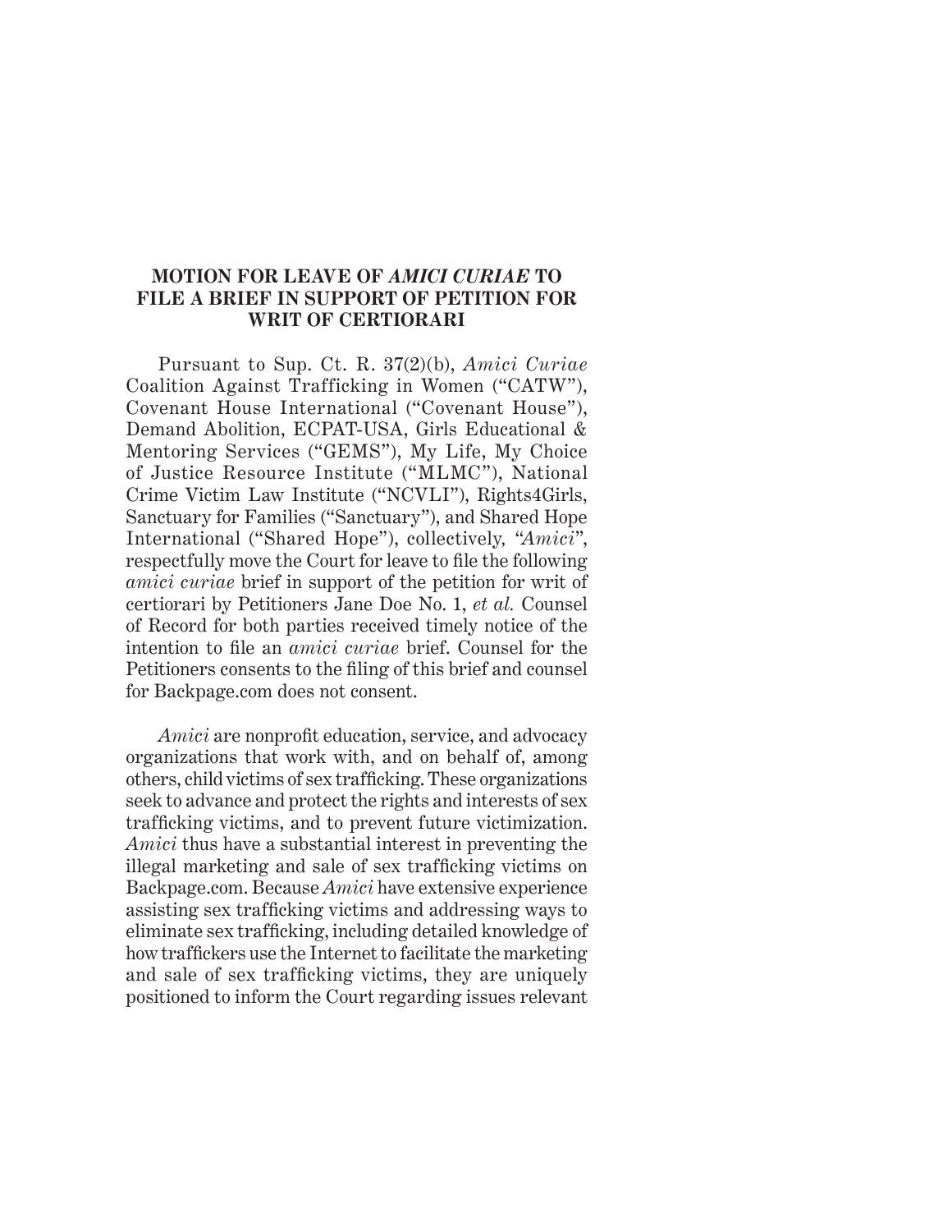## MOTION FOR LEAVE OF *AMICI CURIAE* TO FILE A BRIEF IN SUPPORT OF PETITION FOR WRIT OF CERTIORARI

Pursuant to Sup. Ct. R. 37(2)(b), *Amici Curiae* Coalition Against Trafficking in Women ("CATW"), Covenant House International ("Covenant House"), Demand Abolition, ECPAT-USA, Girls Educational & Mentoring Services ("GEMS"), My Life, My Choice of Justice Resource Institute ("MLMC"), National Crime Victim Law Institute ("NCVLI"), Rights4Girls, Sanctuary for Families ("Sanctuary"), and Shared Hope International ("Shared Hope"), collectively, "*Amici*", respectfully move the Court for leave to file the following *amici curiae* brief in support of the petition for writ of certiorari by Petitioners Jane Doe No. 1, *et al.* Counsel of Record for both parties received timely notice of the intention to file an *amici curiae* brief. Counsel for the Petitioners consents to the filing of this brief and counsel for Backpage.com does not consent.

*Amici* are nonprofit education, service, and advocacy organizations that work with, and on behalf of, among others, child victims of sex trafficking. These organizations seek to advance and protect the rights and interests of sex trafficking victims, and to prevent future victimization. *Amici* thus have a substantial interest in preventing the illegal marketing and sale of sex trafficking victims on Backpage.com. Because *Amici* have extensive experience assisting sex trafficking victims and addressing ways to eliminate sex trafficking, including detailed knowledge of how traffickers use the Internet to facilitate the marketing and sale of sex trafficking victims, they are uniquely positioned to inform the Court regarding issues relevant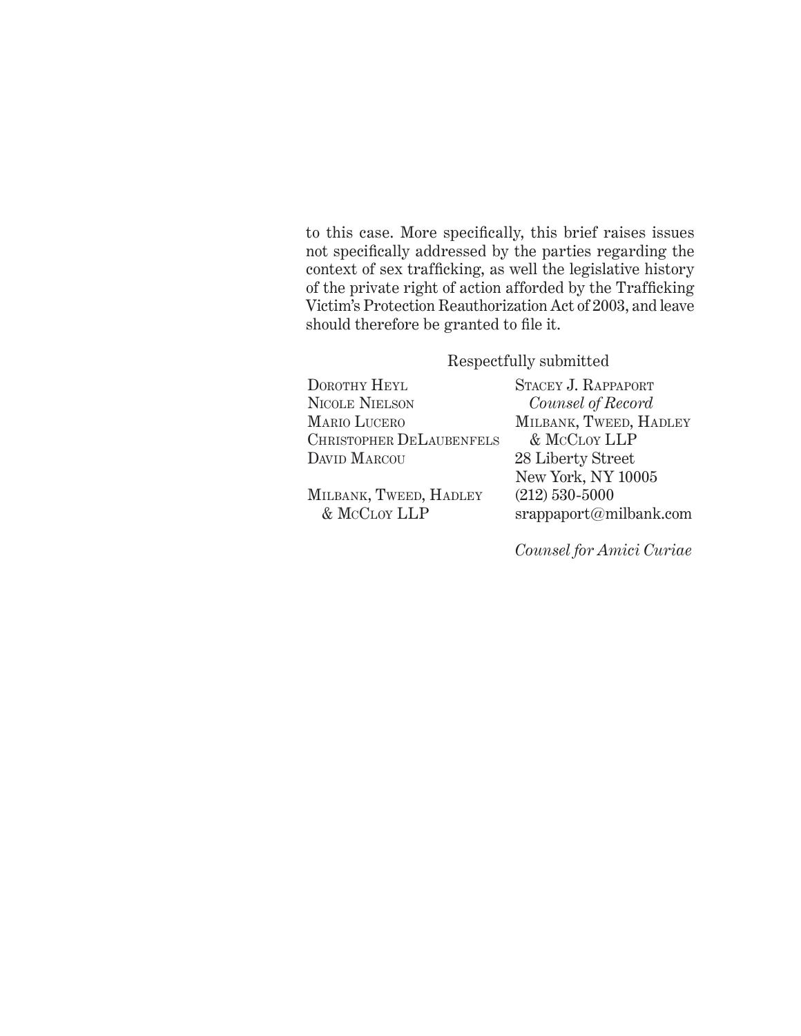to this case. More specifically, this brief raises issues not specifically addressed by the parties regarding the context of sex trafficking, as well the legislative history of the private right of action afforded by the Trafficking Victim's Protection Reauthorization Act of 2003, and leave should therefore be granted to file it.

Respectfully submitted

Dorothy Heyl
Nicole Nielson
Mario Lucero
Christopher DeLaubenfels
David Marcou

Milbank, Tweed, Hadley & McCloy LLP

Stacey J. Rappaport
*Counsel of Record*
Milbank, Tweed, Hadley & McCloy LLP
28 Liberty Street
New York, NY 10005
(212) 530-5000
srappaport@milbank.com

*Counsel for Amici Curiae*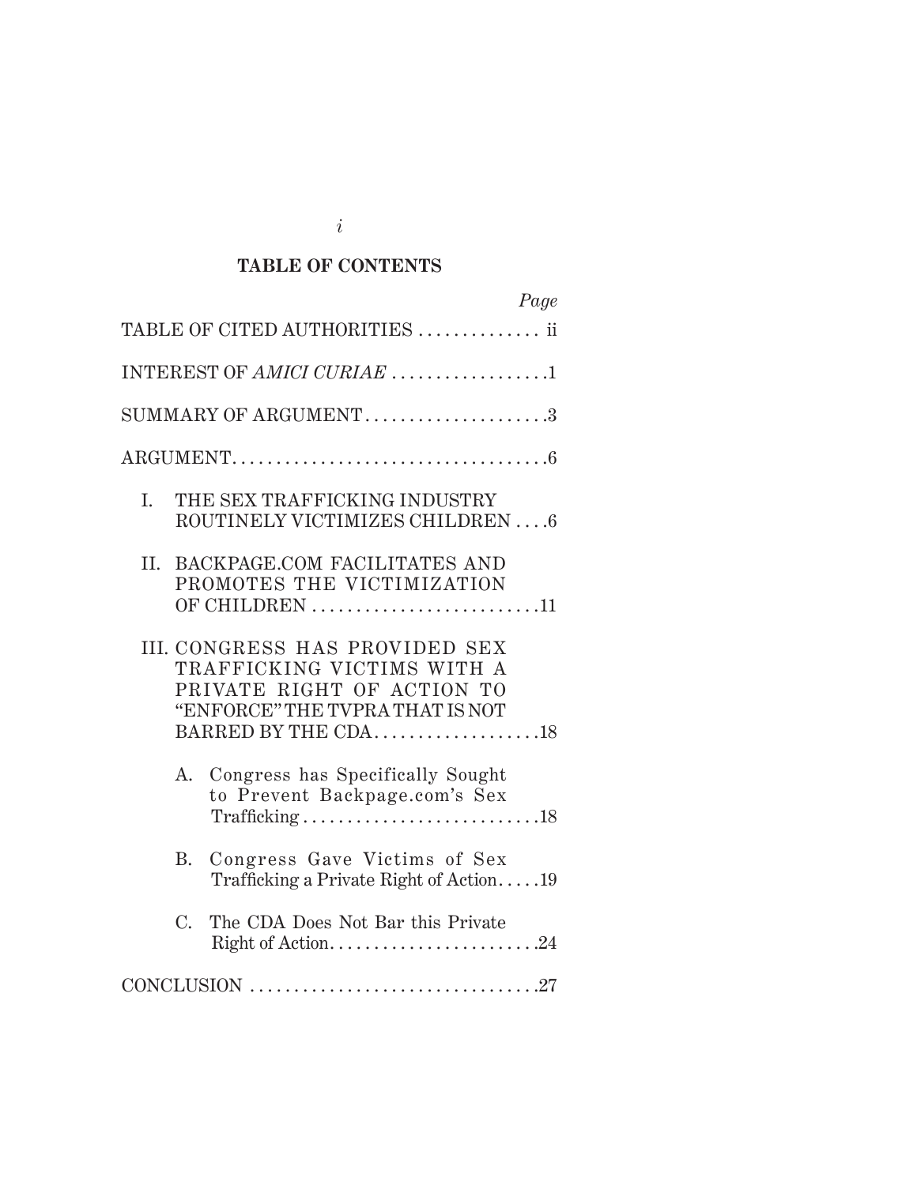# TABLE OF CONTENTS

| | *Page* |
|---|---|
| TABLE OF CITED AUTHORITIES | ii |
| INTEREST OF *AMICI CURIAE* | 1 |
| SUMMARY OF ARGUMENT | 3 |
| ARGUMENT | 6 |
| I. THE SEX TRAFFICKING INDUSTRY ROUTINELY VICTIMIZES CHILDREN | 6 |
| II. BACKPAGE.COM FACILITATES AND PROMOTES THE VICTIMIZATION OF CHILDREN | 11 |
| III. CONGRESS HAS PROVIDED SEX TRAFFICKING VICTIMS WITH A PRIVATE RIGHT OF ACTION TO "ENFORCE" THE TVPRA THAT IS NOT BARRED BY THE CDA | 18 |
| A. Congress has Specifically Sought to Prevent Backpage.com's Sex Trafficking | 18 |
| B. Congress Gave Victims of Sex Trafficking a Private Right of Action | 19 |
| C. The CDA Does Not Bar this Private Right of Action | 24 |
| CONCLUSION | 27 |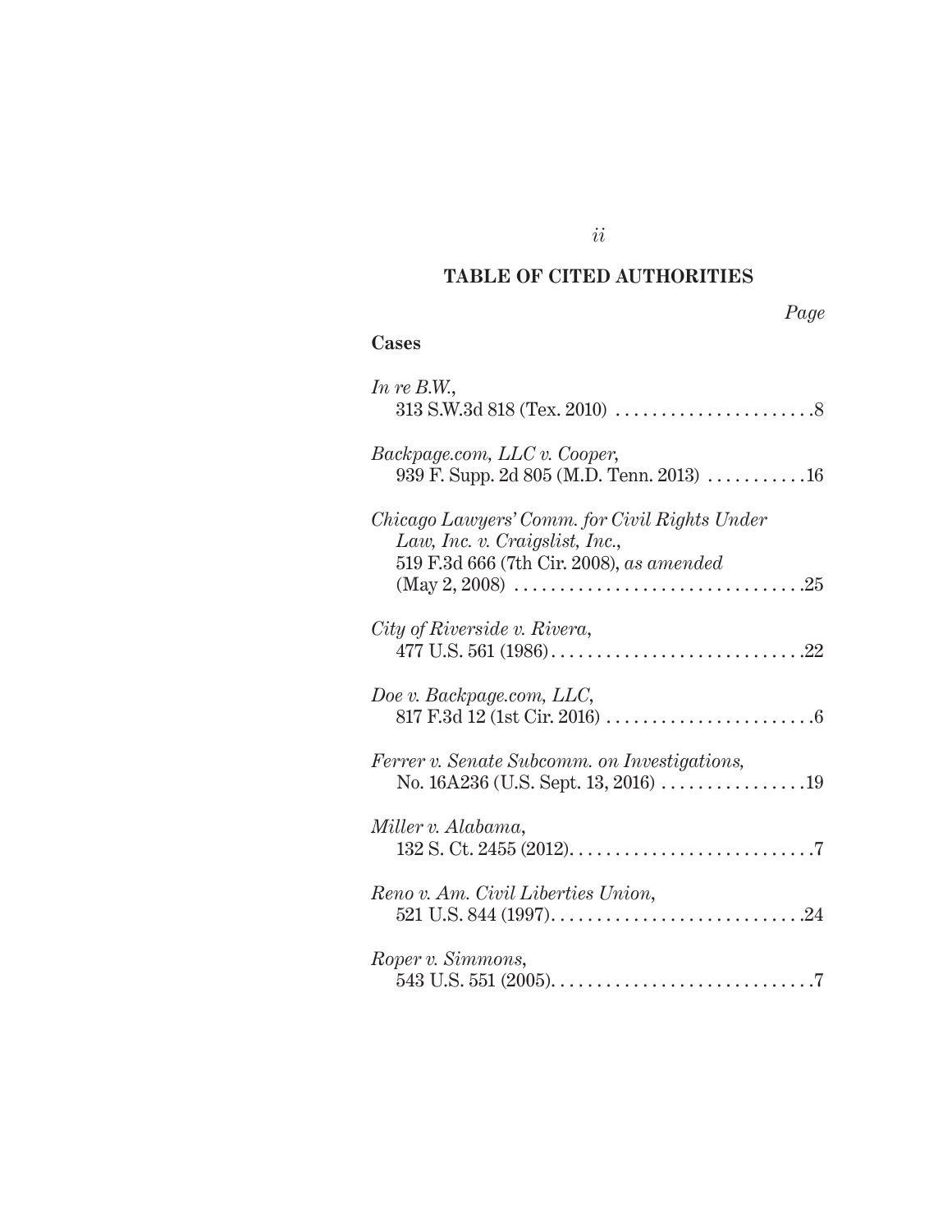## TABLE OF CITED AUTHORITIES

*Page*

### Cases

*In re B.W.*,
313 S.W.3d 818 (Tex. 2010) . . . . . . . . . . . . . . . . . . . . . .8

*Backpage.com, LLC v. Cooper*,
939 F. Supp. 2d 805 (M.D. Tenn. 2013) . . . . . . . . . . .16

*Chicago Lawyers' Comm. for Civil Rights Under Law, Inc. v. Craigslist, Inc.*,
519 F.3d 666 (7th Cir. 2008), *as amended* (May 2, 2008) . . . . . . . . . . . . . . . . . . . . . . . . . . . . . . . .25

*City of Riverside v. Rivera*,
477 U.S. 561 (1986) . . . . . . . . . . . . . . . . . . . . . . . . . . . .22

*Doe v. Backpage.com, LLC*,
817 F.3d 12 (1st Cir. 2016) . . . . . . . . . . . . . . . . . . . . . . .6

*Ferrer v. Senate Subcomm. on Investigations*,
No. 16A236 (U.S. Sept. 13, 2016) . . . . . . . . . . . . . . . .19

*Miller v. Alabama*,
132 S. Ct. 2455 (2012) . . . . . . . . . . . . . . . . . . . . . . . . . . .7

*Reno v. Am. Civil Liberties Union*,
521 U.S. 844 (1997) . . . . . . . . . . . . . . . . . . . . . . . . . . . .24

*Roper v. Simmons*,
543 U.S. 551 (2005) . . . . . . . . . . . . . . . . . . . . . . . . . . . . .7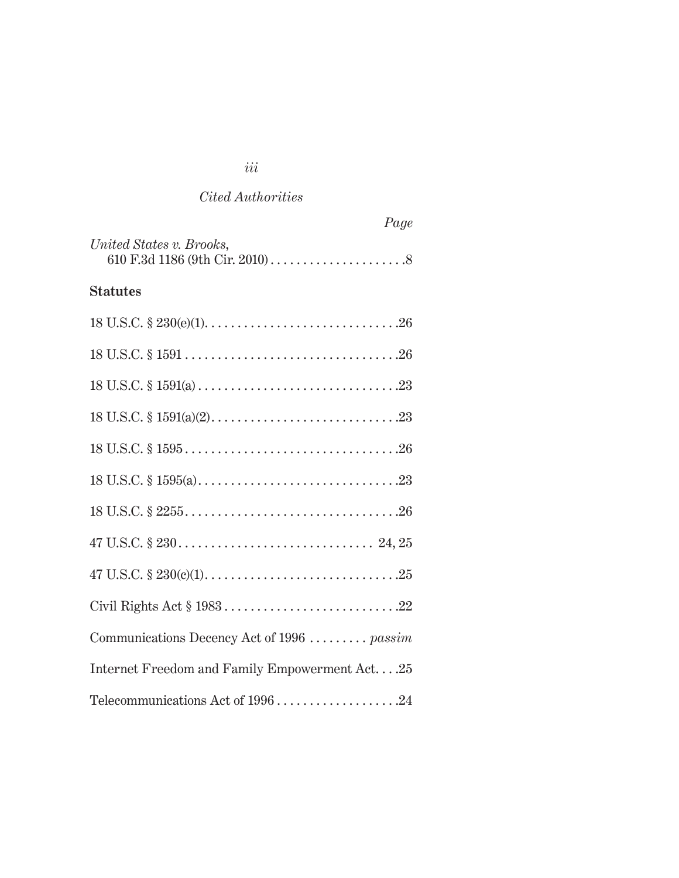*Cited Authorities*

*Page*

*United States v. Brooks*,
610 F.3d 1186 (9th Cir. 2010) .....................8

**Statutes**

18 U.S.C. § 230(e)(1). .............................26

18 U.S.C. § 1591 .................................26

18 U.S.C. § 1591(a) ...............................23

18 U.S.C. § 1591(a)(2). ............................23

18 U.S.C. § 1595 .................................26

18 U.S.C. § 1595(a). ..............................23

18 U.S.C. § 2255. ................................26

47 U.S.C. § 230 .............................. 24, 25

47 U.S.C. § 230(c)(1). .............................25

Civil Rights Act § 1983 ...........................22

Communications Decency Act of 1996 ......... *passim*

Internet Freedom and Family Empowerment Act. . . .25

Telecommunications Act of 1996 ...................24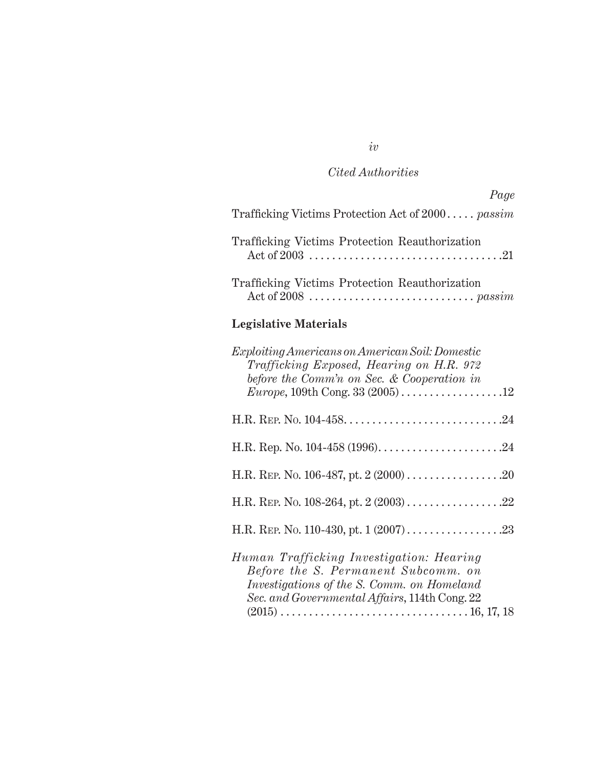*Cited Authorities*

*Page*

Trafficking Victims Protection Act of 2000 . . . . . *passim*

Trafficking Victims Protection Reauthorization Act of 2003 . . . . . . . . . . . . . . . . . . . . . . . . . . . . . . . . . .21

Trafficking Victims Protection Reauthorization Act of 2008 . . . . . . . . . . . . . . . . . . . . . . . . . . . . . *passim*

**Legislative Materials**

*Exploiting Americans on American Soil: Domestic Trafficking Exposed, Hearing on H.R. 972 before the Comm'n on Sec. & Cooperation in Europe*, 109th Cong. 33 (2005) . . . . . . . . . . . . . . . . . .12

H.R. Rep. No. 104-458. . . . . . . . . . . . . . . . . . . . . . . . . . . .24

H.R. Rep. No. 104-458 (1996). . . . . . . . . . . . . . . . . . . . . .24

H.R. Rep. No. 106-487, pt. 2 (2000) . . . . . . . . . . . . . . . . .20

H.R. Rep. No. 108-264, pt. 2 (2003) . . . . . . . . . . . . . . . . .22

H.R. Rep. No. 110-430, pt. 1 (2007) . . . . . . . . . . . . . . . . .23

*Human Trafficking Investigation: Hearing Before the S. Permanent Subcomm. on Investigations of the S. Comm. on Homeland Sec. and Governmental Affairs*, 114th Cong. 22 (2015) . . . . . . . . . . . . . . . . . . . . . . . . . . . . . . . . 16, 17, 18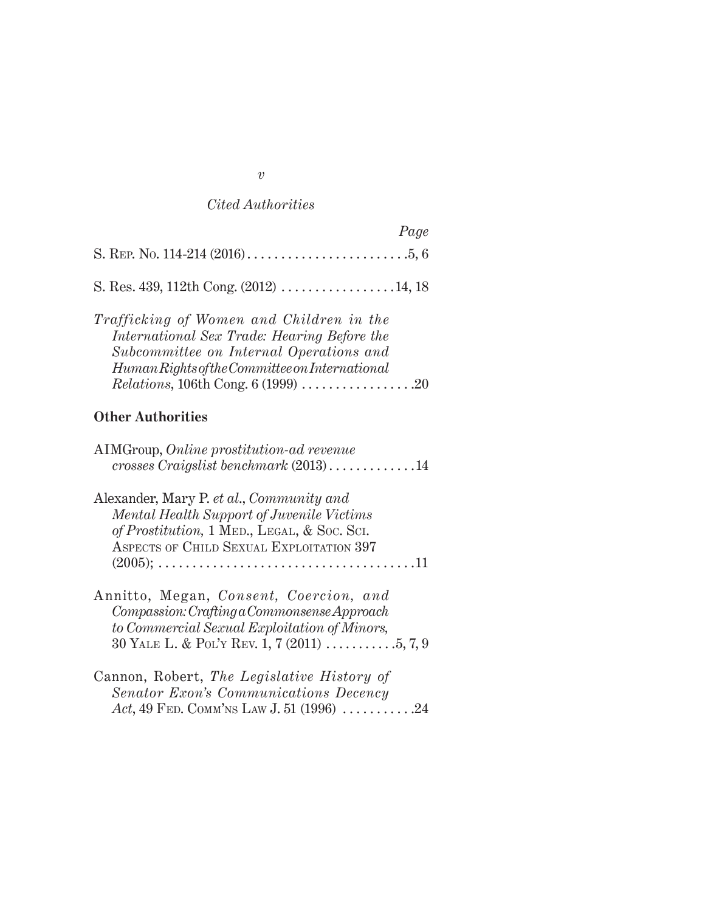*Cited Authorities*

*Page*

S. Rep. No. 114-214 (2016) . . . . . . . . . . . . . . . . . . . . . . . .5, 6

S. Res. 439, 112th Cong. (2012) . . . . . . . . . . . . . . . . .14, 18

*Trafficking of Women and Children in the International Sex Trade: Hearing Before the Subcommittee on Internal Operations and Human Rights of the Committee on International Relations*, 106th Cong. 6 (1999) . . . . . . . . . . . . . . . . .20

**Other Authorities**

AIMGroup, *Online prostitution-ad revenue crosses Craigslist benchmark* (2013) . . . . . . . . . . . . .14

Alexander, Mary P. *et al*., *Community and Mental Health Support of Juvenile Victims of Prostitution,* 1 Med., Legal, & Soc. Sci. Aspects of Child Sexual Exploitation 397 (2005); . . . . . . . . . . . . . . . . . . . . . . . . . . . . . . . . . . . . . .11

Annitto, Megan, *Consent, Coercion, and Compassion: Crafting a Commonsense Approach to Commercial Sexual Exploitation of Minors,* 30 Yale L. & Pol'y Rev. 1, 7 (2011) . . . . . . . . . . .5, 7, 9

Cannon, Robert, *The Legislative History of Senator Exon's Communications Decency Act*, 49 Fed. Comm'ns Law J. 51 (1996) . . . . . . . . . . .24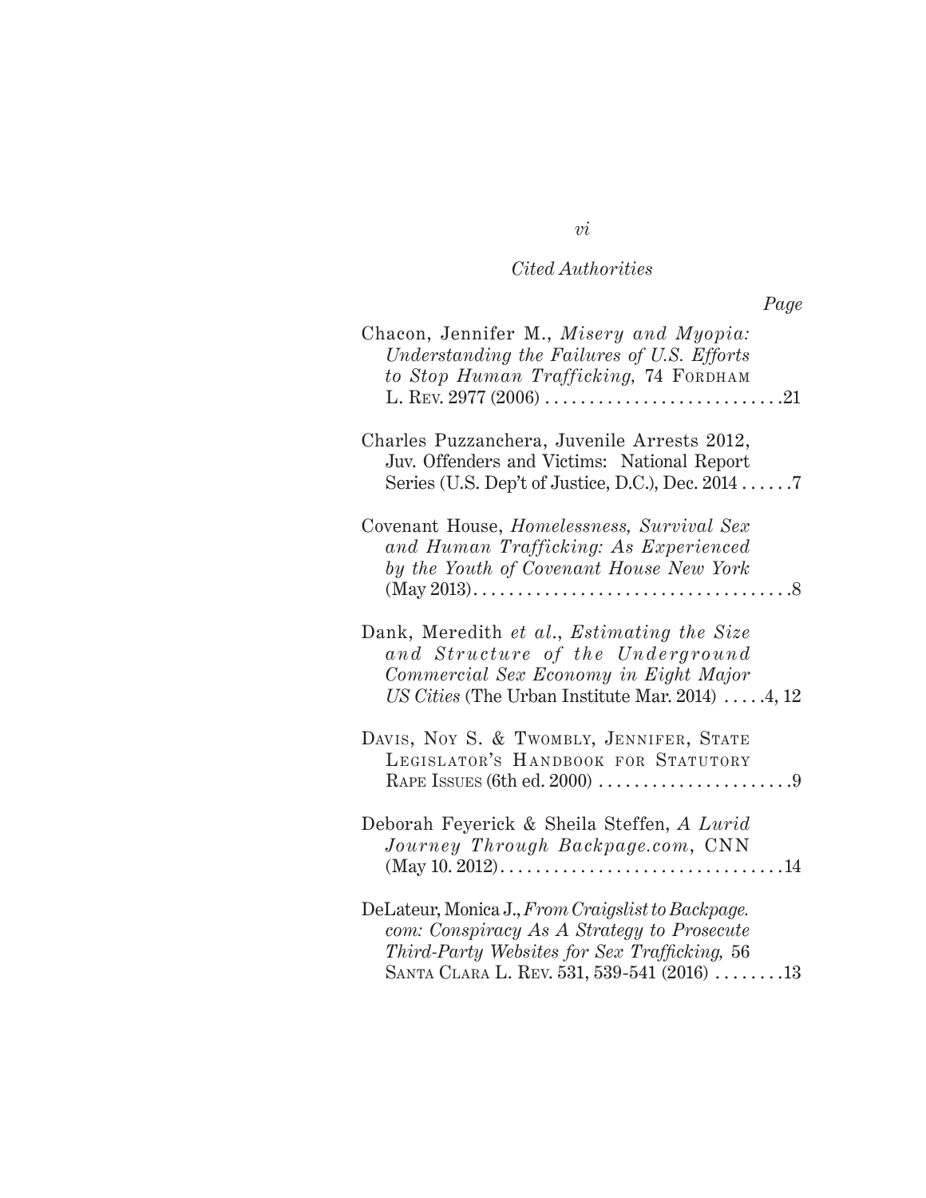*Cited Authorities*

*Page*

Chacon, Jennifer M., *Misery and Myopia: Understanding the Failures of U.S. Efforts to Stop Human Trafficking,* 74 Fordham L. Rev. 2977 (2006) . . . . . . . . . . . . . . . . . . . . . . . . . . .21

Charles Puzzanchera, Juvenile Arrests 2012, Juv. Offenders and Victims: National Report Series (U.S. Dep't of Justice, D.C.), Dec. 2014 . . . . . .7

Covenant House, *Homelessness, Survival Sex and Human Trafficking: As Experienced by the Youth of Covenant House New York* (May 2013). . . . . . . . . . . . . . . . . . . . . . . . . . . . . . . . . . . .8

Dank, Meredith *et al.*, *Estimating the Size and Structure of the Underground Commercial Sex Economy in Eight Major US Cities* (The Urban Institute Mar. 2014) . . . . .4, 12

Davis, Noy S. & Twombly, Jennifer, State Legislator's Handbook for Statutory Rape Issues (6th ed. 2000) . . . . . . . . . . . . . . . . . . . . . .9

Deborah Feyerick & Sheila Steffen, *A Lurid Journey Through Backpage.com*, CNN (May 10. 2012). . . . . . . . . . . . . . . . . . . . . . . . . . . . . . . .14

DeLateur, Monica J., *From Craigslist to Backpage.com: Conspiracy As A Strategy to Prosecute Third-Party Websites for Sex Trafficking,* 56 Santa Clara L. Rev. 531, 539-541 (2016) . . . . . . . .13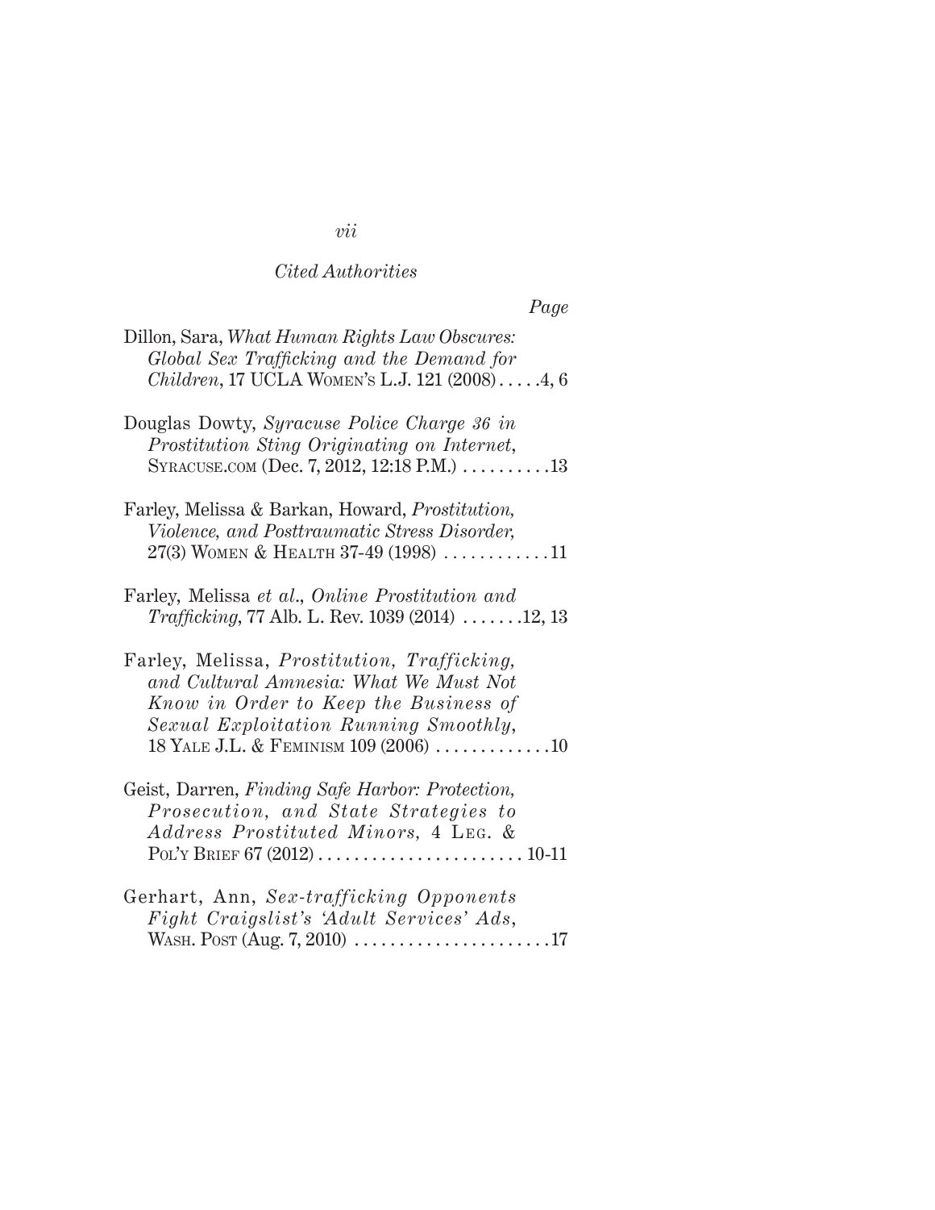*Cited Authorities*

*Page*

Dillon, Sara, *What Human Rights Law Obscures: Global Sex Trafficking and the Demand for Children*, 17 UCLA Women's L.J. 121 (2008) . . . . . 4, 6

Douglas Dowty, *Syracuse Police Charge 36 in Prostitution Sting Originating on Internet*, Syracuse.com (Dec. 7, 2012, 12:18 P.M.) . . . . . . . . . . 13

Farley, Melissa & Barkan, Howard, *Prostitution, Violence, and Posttraumatic Stress Disorder,* 27(3) Women & Health 37-49 (1998) . . . . . . . . . . . . 11

Farley, Melissa *et al.*, *Online Prostitution and Trafficking*, 77 Alb. L. Rev. 1039 (2014) . . . . . . . 12, 13

Farley, Melissa, *Prostitution, Trafficking, and Cultural Amnesia: What We Must Not Know in Order to Keep the Business of Sexual Exploitation Running Smoothly*, 18 Yale J.L. & Feminism 109 (2006) . . . . . . . . . . . . . 10

Geist, Darren, *Finding Safe Harbor: Protection, Prosecution, and State Strategies to Address Prostituted Minors,* 4 Leg. & Pol'y Brief 67 (2012) . . . . . . . . . . . . . . . . . . . . . . . 10-11

Gerhart, Ann, *Sex-trafficking Opponents Fight Craigslist's 'Adult Services' Ads*, Wash. Post (Aug. 7, 2010) . . . . . . . . . . . . . . . . . . . . . . 17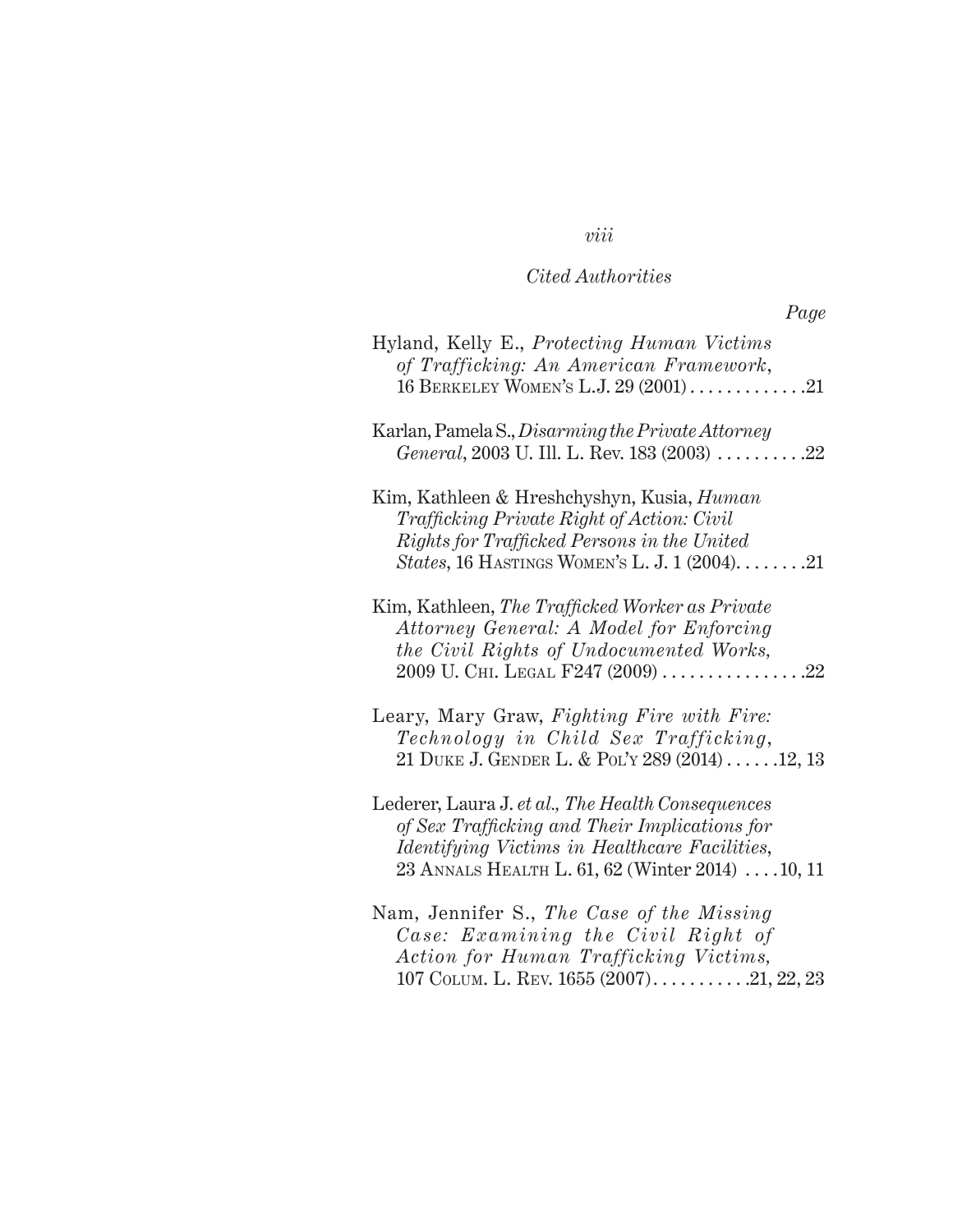*Cited Authorities*

*Page*

Hyland, Kelly E., *Protecting Human Victims of Trafficking: An American Framework*, 16 Berkeley Women's L.J. 29 (2001) . . . . . . . . . . . . .21

Karlan, Pamela S., *Disarming the Private Attorney General*, 2003 U. Ill. L. Rev. 183 (2003) . . . . . . . . . .22

Kim, Kathleen & Hreshchyshyn, Kusia, *Human Trafficking Private Right of Action: Civil Rights for Trafficked Persons in the United States*, 16 Hastings Women's L. J. 1 (2004). . . . . . . .21

Kim, Kathleen, *The Trafficked Worker as Private Attorney General: A Model for Enforcing the Civil Rights of Undocumented Works,* 2009 U. Chi. Legal F247 (2009) . . . . . . . . . . . . . . . .22

Leary, Mary Graw, *Fighting Fire with Fire: Technology in Child Sex Trafficking*, 21 Duke J. Gender L. & Pol'y 289 (2014) . . . . . .12, 13

Lederer, Laura J. *et al., The Health Consequences of Sex Trafficking and Their Implications for Identifying Victims in Healthcare Facilities*, 23 Annals Health L. 61, 62 (Winter 2014) . . . .10, 11

Nam, Jennifer S., *The Case of the Missing Case: Examining the Civil Right of Action for Human Trafficking Victims,* 107 Colum. L. Rev. 1655 (2007). . . . . . . . . . .21, 22, 23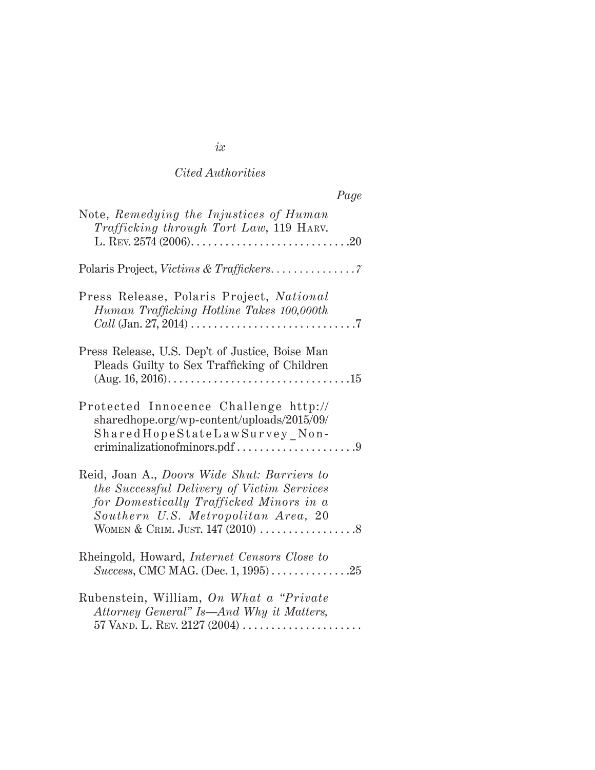*Cited Authorities*

*Page*

Note, *Remedying the Injustices of Human Trafficking through Tort Law*, 119 HARV. L. REV. 2574 (2006). . . . . . . . . . . . . . . . . . . . . . . . . . . .20

Polaris Project, *Victims & Traffickers*. . . . . . . . . . . . . . .7

Press Release, Polaris Project, *National Human Trafficking Hotline Takes 100,000th Call* (Jan. 27, 2014) . . . . . . . . . . . . . . . . . . . . . . . . . . . . .7

Press Release, U.S. Dep't of Justice, Boise Man Pleads Guilty to Sex Trafficking of Children (Aug. 16, 2016). . . . . . . . . . . . . . . . . . . . . . . . . . . . . . .15

Protected Innocence Challenge http://sharedhope.org/wp-content/uploads/2015/09/SharedHopeStateLawSurvey_Non-criminalizationofminors.pdf . . . . . . . . . . . . . . . . . . . . .9

Reid, Joan A., *Doors Wide Shut: Barriers to the Successful Delivery of Victim Services for Domestically Trafficked Minors in a Southern U.S. Metropolitan Area*, 20 WOMEN & CRIM. JUST. 147 (2010) . . . . . . . . . . . . . . . . .8

Rheingold, Howard, *Internet Censors Close to Success*, CMC MAG. (Dec. 1, 1995) . . . . . . . . . . . . .25

Rubenstein, William, *On What a "Private Attorney General" Is—And Why it Matters*, 57 VAND. L. REV. 2127 (2004) . . . . . . . . . . . . . . . . . . . . .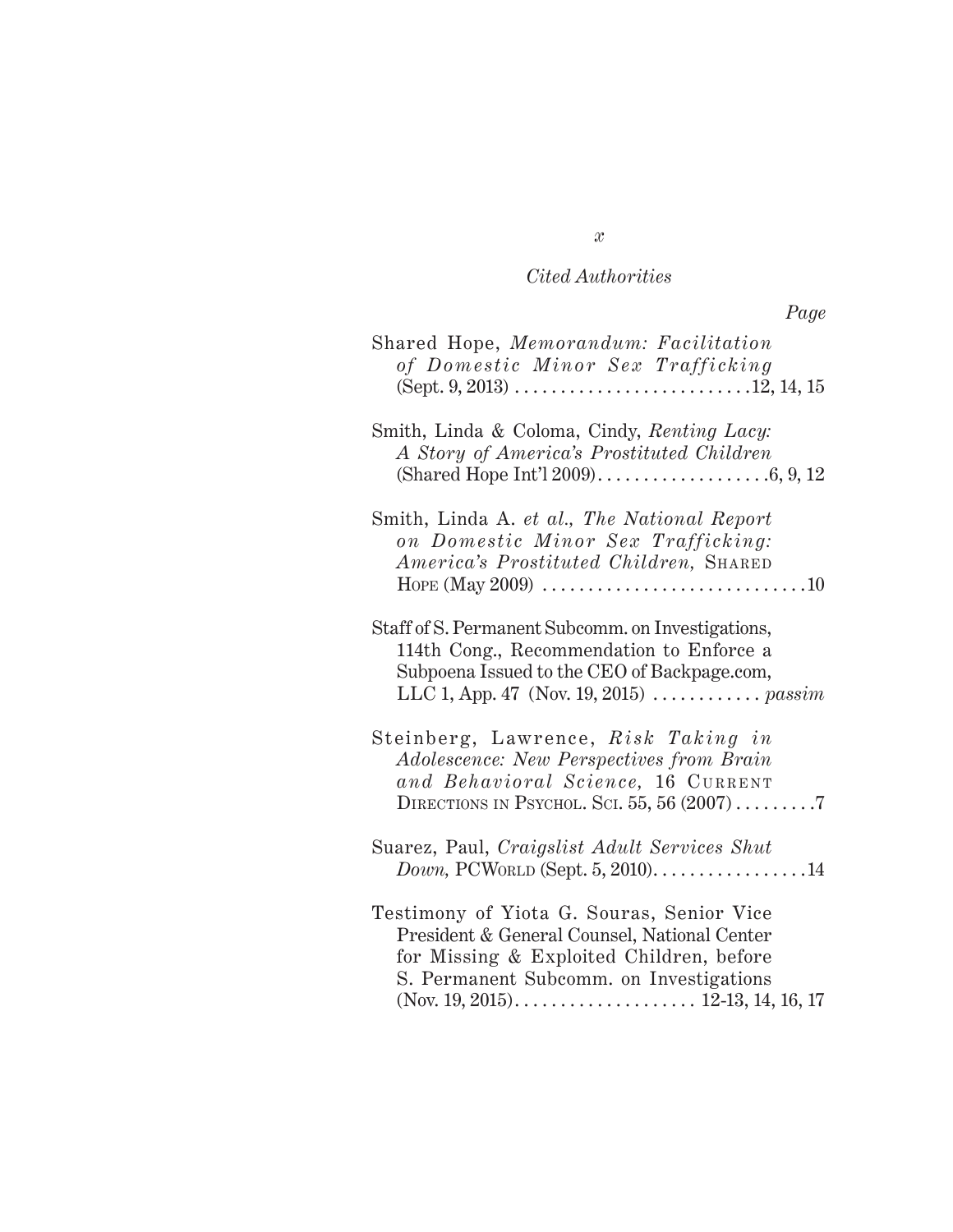*Cited Authorities*

*Page*

Shared Hope, *Memorandum: Facilitation of Domestic Minor Sex Trafficking* (Sept. 9, 2013) . . . . . . . . . . . . . . . . . . . . . . . . . .12, 14, 15

Smith, Linda & Coloma, Cindy, *Renting Lacy: A Story of America's Prostituted Children* (Shared Hope Int'l 2009) . . . . . . . . . . . . . . . . . . .6, 9, 12

Smith, Linda A. *et al.*, *The National Report on Domestic Minor Sex Trafficking: America's Prostituted Children*, Shared Hope (May 2009) . . . . . . . . . . . . . . . . . . . . . . . . . . . . .10

Staff of S. Permanent Subcomm. on Investigations, 114th Cong., Recommendation to Enforce a Subpoena Issued to the CEO of Backpage.com, LLC 1, App. 47 (Nov. 19, 2015) . . . . . . . . . . . . *passim*

Steinberg, Lawrence, *Risk Taking in Adolescence: New Perspectives from Brain and Behavioral Science*, 16 Current Directions in Psychol. Sci. 55, 56 (2007) . . . . . . . . .7

Suarez, Paul, *Craigslist Adult Services Shut Down*, PCWorld (Sept. 5, 2010). . . . . . . . . . . . . . . . .14

Testimony of Yiota G. Souras, Senior Vice President & General Counsel, National Center for Missing & Exploited Children, before S. Permanent Subcomm. on Investigations (Nov. 19, 2015). . . . . . . . . . . . . . . . . . . . 12-13, 14, 16, 17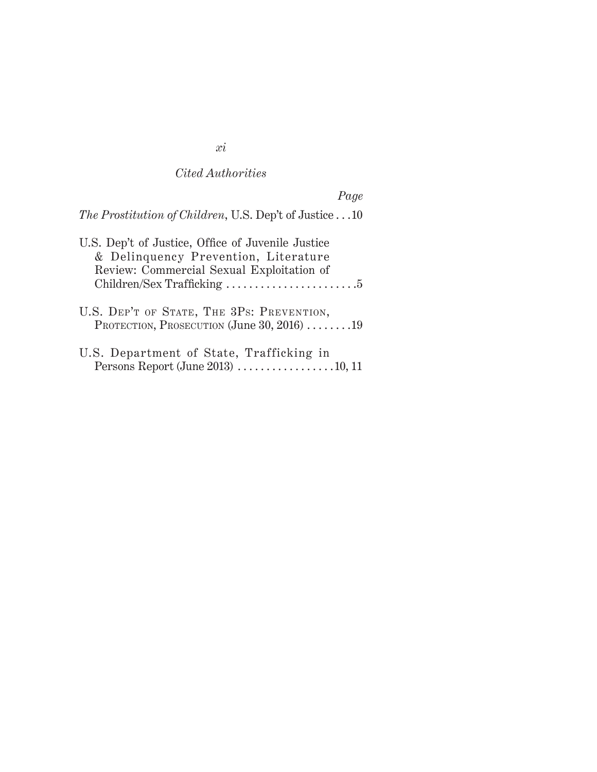*Cited Authorities*

*Page*

*The Prostitution of Children*, U.S. Dep't of Justice . . . 10

U.S. Dep't of Justice, Office of Juvenile Justice & Delinquency Prevention, Literature Review: Commercial Sexual Exploitation of Children/Sex Trafficking . . . . . . . . . . . . . . . . . . . . . . .5

U.S. Dep't of State, The 3Ps: Prevention, Protection, Prosecution (June 30, 2016) . . . . . . . .19

U.S. Department of State, Trafficking in Persons Report (June 2013) . . . . . . . . . . . . . . . . . 10, 11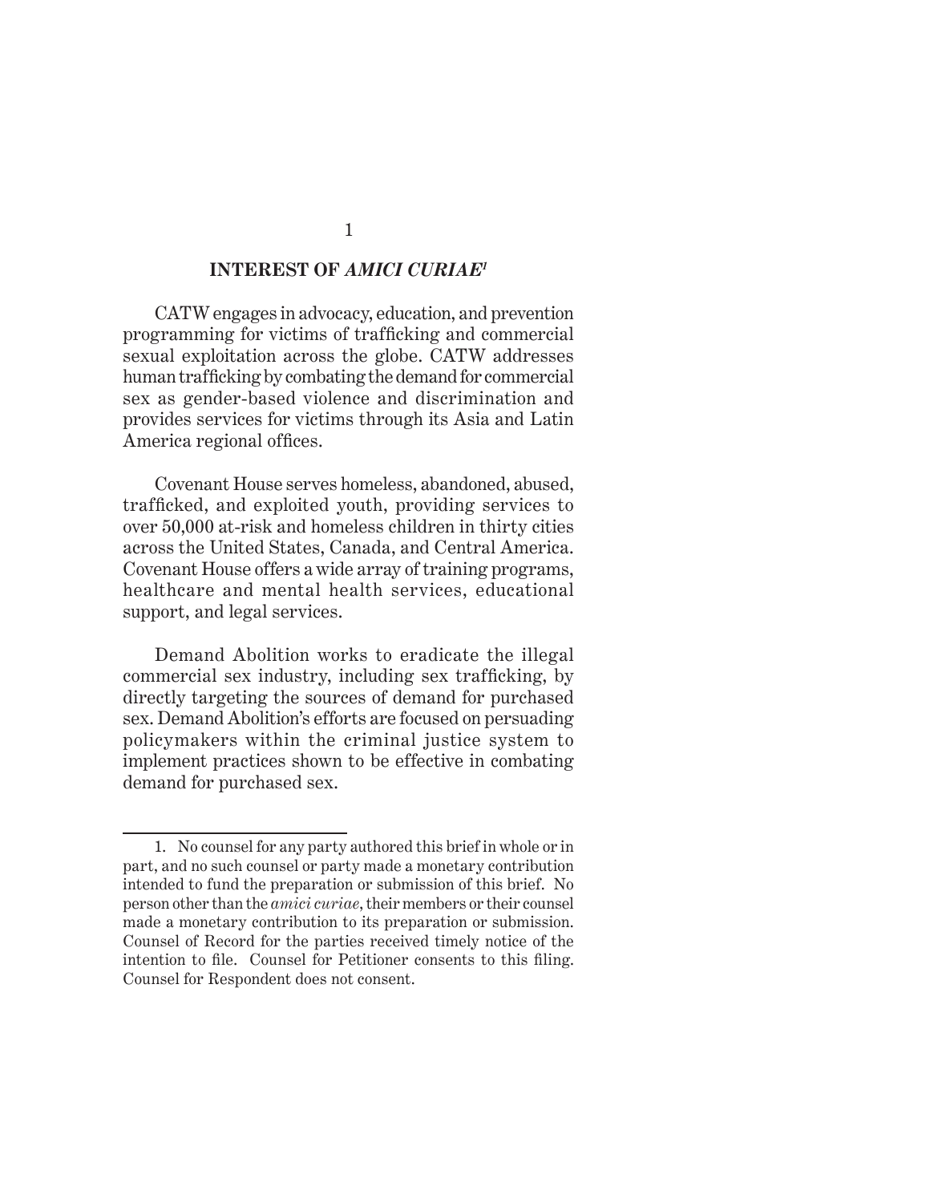## INTEREST OF *AMICI CURIAE*[1]

CATW engages in advocacy, education, and prevention programming for victims of trafficking and commercial sexual exploitation across the globe. CATW addresses human trafficking by combating the demand for commercial sex as gender-based violence and discrimination and provides services for victims through its Asia and Latin America regional offices.

Covenant House serves homeless, abandoned, abused, trafficked, and exploited youth, providing services to over 50,000 at-risk and homeless children in thirty cities across the United States, Canada, and Central America. Covenant House offers a wide array of training programs, healthcare and mental health services, educational support, and legal services.

Demand Abolition works to eradicate the illegal commercial sex industry, including sex trafficking, by directly targeting the sources of demand for purchased sex. Demand Abolition's efforts are focused on persuading policymakers within the criminal justice system to implement practices shown to be effective in combating demand for purchased sex.

---

1. No counsel for any party authored this brief in whole or in part, and no such counsel or party made a monetary contribution intended to fund the preparation or submission of this brief. No person other than the *amici curiae*, their members or their counsel made a monetary contribution to its preparation or submission. Counsel of Record for the parties received timely notice of the intention to file. Counsel for Petitioner consents to this filing. Counsel for Respondent does not consent.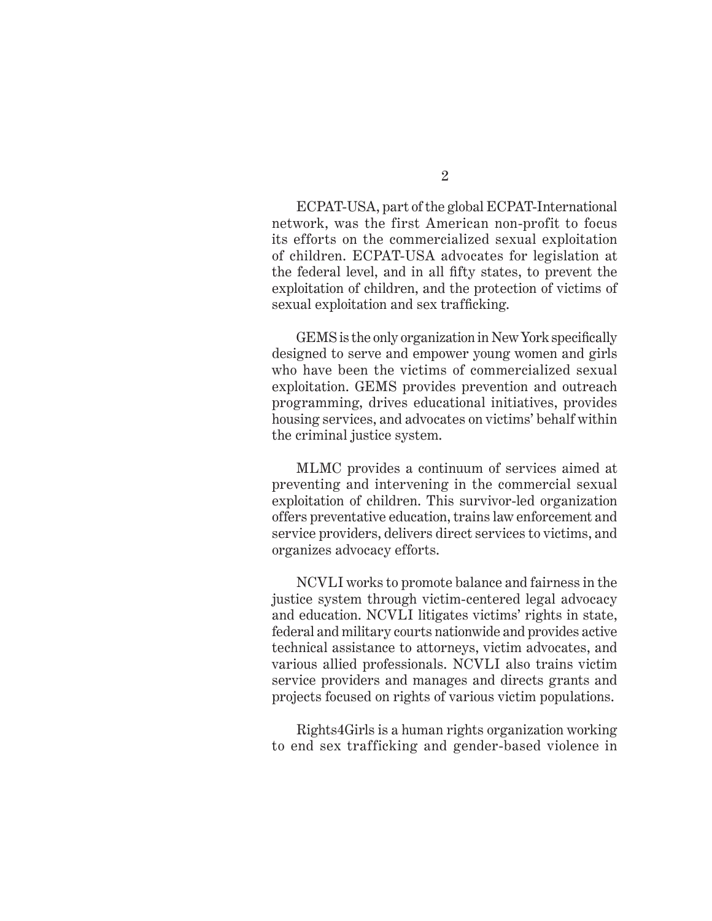ECPAT-USA, part of the global ECPAT-International network, was the first American non-profit to focus its efforts on the commercialized sexual exploitation of children. ECPAT-USA advocates for legislation at the federal level, and in all fifty states, to prevent the exploitation of children, and the protection of victims of sexual exploitation and sex trafficking.

GEMS is the only organization in New York specifically designed to serve and empower young women and girls who have been the victims of commercialized sexual exploitation. GEMS provides prevention and outreach programming, drives educational initiatives, provides housing services, and advocates on victims' behalf within the criminal justice system.

MLMC provides a continuum of services aimed at preventing and intervening in the commercial sexual exploitation of children. This survivor-led organization offers preventative education, trains law enforcement and service providers, delivers direct services to victims, and organizes advocacy efforts.

NCVLI works to promote balance and fairness in the justice system through victim-centered legal advocacy and education. NCVLI litigates victims' rights in state, federal and military courts nationwide and provides active technical assistance to attorneys, victim advocates, and various allied professionals. NCVLI also trains victim service providers and manages and directs grants and projects focused on rights of various victim populations.

Rights4Girls is a human rights organization working to end sex trafficking and gender-based violence in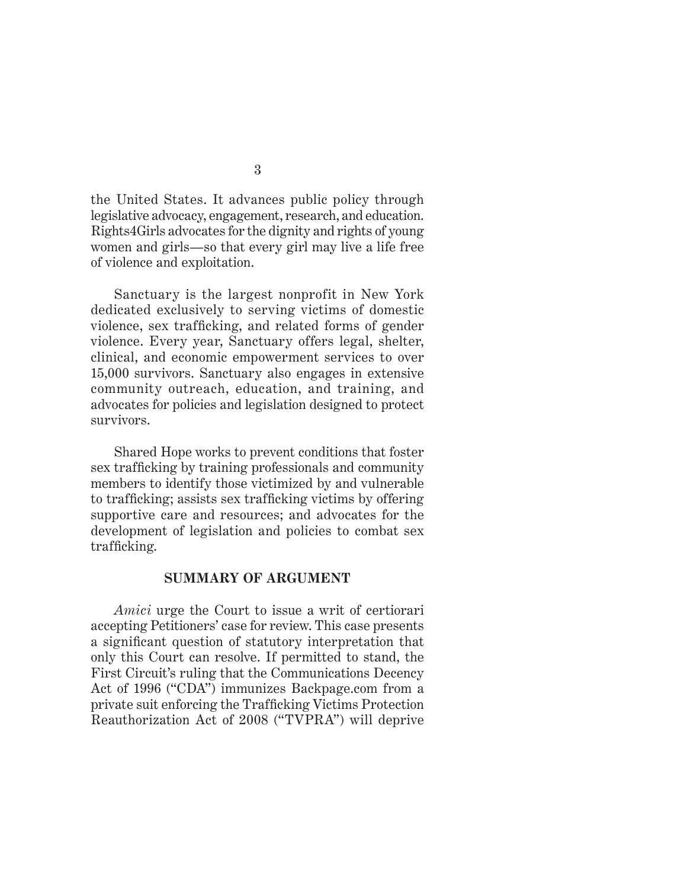the United States. It advances public policy through legislative advocacy, engagement, research, and education. Rights4Girls advocates for the dignity and rights of young women and girls—so that every girl may live a life free of violence and exploitation.

Sanctuary is the largest nonprofit in New York dedicated exclusively to serving victims of domestic violence, sex trafficking, and related forms of gender violence. Every year, Sanctuary offers legal, shelter, clinical, and economic empowerment services to over 15,000 survivors. Sanctuary also engages in extensive community outreach, education, and training, and advocates for policies and legislation designed to protect survivors.

Shared Hope works to prevent conditions that foster sex trafficking by training professionals and community members to identify those victimized by and vulnerable to trafficking; assists sex trafficking victims by offering supportive care and resources; and advocates for the development of legislation and policies to combat sex trafficking.

## SUMMARY OF ARGUMENT

*Amici* urge the Court to issue a writ of certiorari accepting Petitioners' case for review. This case presents a significant question of statutory interpretation that only this Court can resolve. If permitted to stand, the First Circuit's ruling that the Communications Decency Act of 1996 ("CDA") immunizes Backpage.com from a private suit enforcing the Trafficking Victims Protection Reauthorization Act of 2008 ("TVPRA") will deprive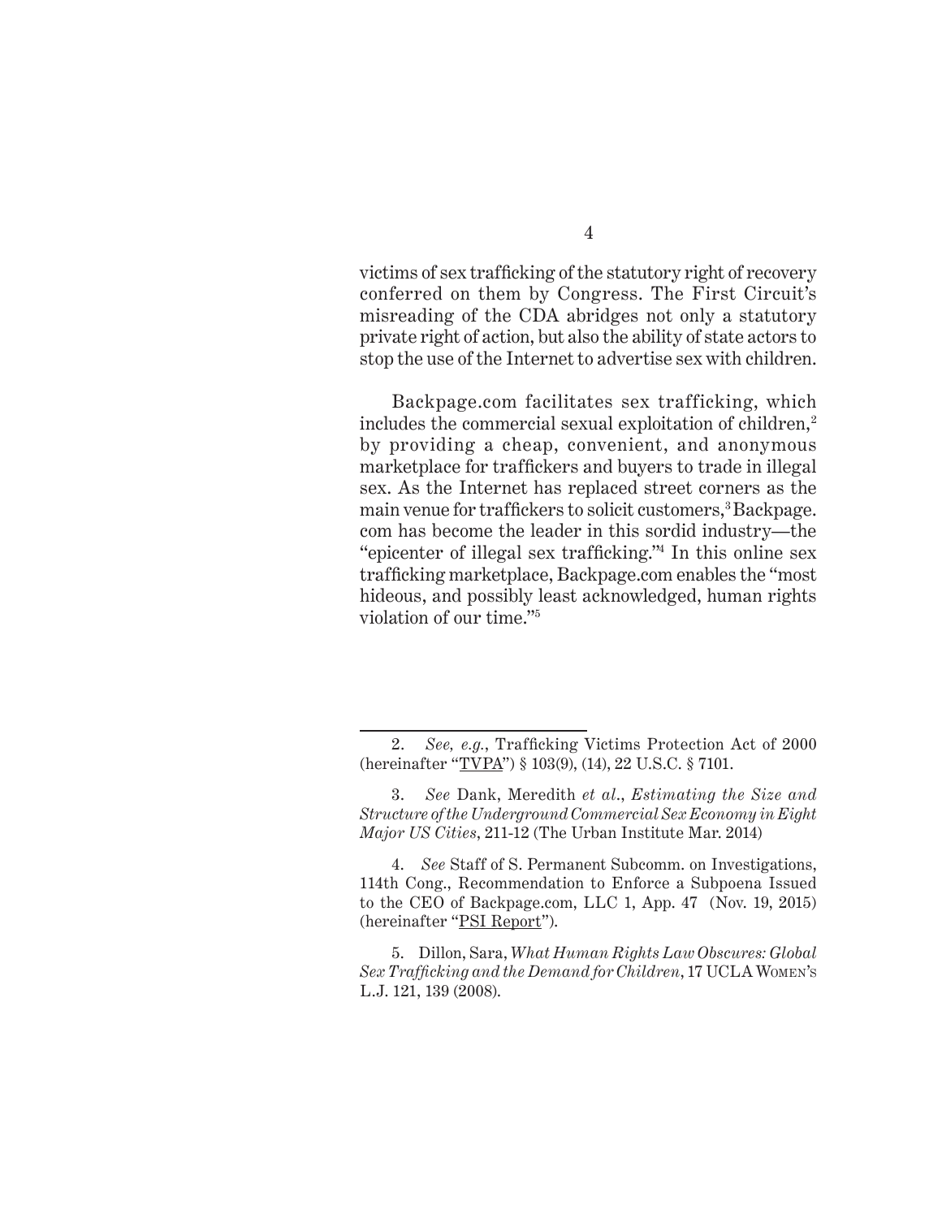victims of sex trafficking of the statutory right of recovery conferred on them by Congress. The First Circuit's misreading of the CDA abridges not only a statutory private right of action, but also the ability of state actors to stop the use of the Internet to advertise sex with children.

Backpage.com facilitates sex trafficking, which includes the commercial sexual exploitation of children,[2] by providing a cheap, convenient, and anonymous marketplace for traffickers and buyers to trade in illegal sex. As the Internet has replaced street corners as the main venue for traffickers to solicit customers,[3] Backpage.com has become the leader in this sordid industry—the "epicenter of illegal sex trafficking."[4] In this online sex trafficking marketplace, Backpage.com enables the "most hideous, and possibly least acknowledged, human rights violation of our time."[5]

---

2. *See, e.g.*, Trafficking Victims Protection Act of 2000 (hereinafter "TVPA") § 103(9), (14), 22 U.S.C. § 7101.

3. *See* Dank, Meredith *et al*., *Estimating the Size and Structure of the Underground Commercial Sex Economy in Eight Major US Cities*, 211-12 (The Urban Institute Mar. 2014)

4. *See* Staff of S. Permanent Subcomm. on Investigations, 114th Cong., Recommendation to Enforce a Subpoena Issued to the CEO of Backpage.com, LLC 1, App. 47 (Nov. 19, 2015) (hereinafter "PSI Report").

5. Dillon, Sara, *What Human Rights Law Obscures: Global Sex Trafficking and the Demand for Children*, 17 UCLA Women's L.J. 121, 139 (2008).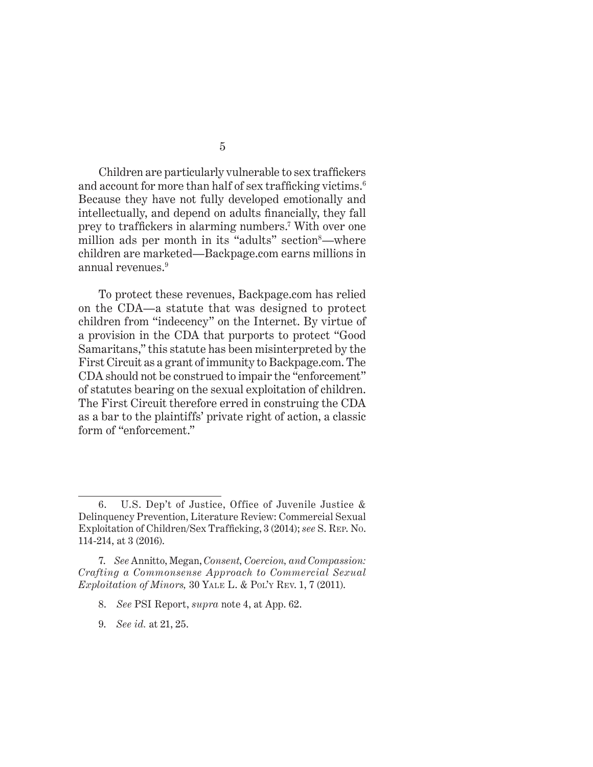Children are particularly vulnerable to sex traffickers and account for more than half of sex trafficking victims.[6] Because they have not fully developed emotionally and intellectually, and depend on adults financially, they fall prey to traffickers in alarming numbers.[7] With over one million ads per month in its "adults" section[8]—where children are marketed—Backpage.com earns millions in annual revenues.[9]

To protect these revenues, Backpage.com has relied on the CDA—a statute that was designed to protect children from "indecency" on the Internet. By virtue of a provision in the CDA that purports to protect "Good Samaritans," this statute has been misinterpreted by the First Circuit as a grant of immunity to Backpage.com. The CDA should not be construed to impair the "enforcement" of statutes bearing on the sexual exploitation of children. The First Circuit therefore erred in construing the CDA as a bar to the plaintiffs' private right of action, a classic form of "enforcement."

---

6. U.S. Dep't of Justice, Office of Juvenile Justice & Delinquency Prevention, Literature Review: Commercial Sexual Exploitation of Children/Sex Trafficking, 3 (2014); *see* S. Rep. No. 114-214, at 3 (2016).

7. *See* Annitto, Megan, *Consent, Coercion, and Compassion: Crafting a Commonsense Approach to Commercial Sexual Exploitation of Minors,* 30 Yale L. & Pol'y Rev. 1, 7 (2011).

8. *See* PSI Report, *supra* note 4, at App. 62.

9. *See id.* at 21, 25.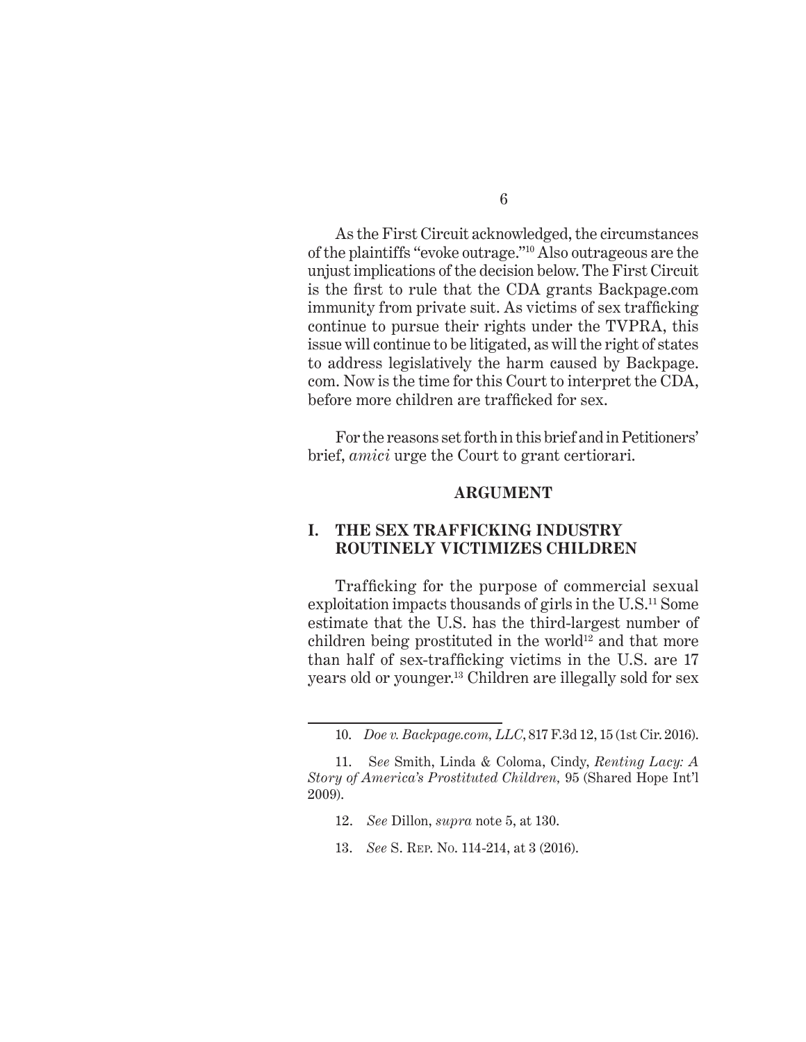As the First Circuit acknowledged, the circumstances of the plaintiffs "evoke outrage."[10] Also outrageous are the unjust implications of the decision below. The First Circuit is the first to rule that the CDA grants Backpage.com immunity from private suit. As victims of sex trafficking continue to pursue their rights under the TVPRA, this issue will continue to be litigated, as will the right of states to address legislatively the harm caused by Backpage.com. Now is the time for this Court to interpret the CDA, before more children are trafficked for sex.

For the reasons set forth in this brief and in Petitioners' brief, *amici* urge the Court to grant certiorari.

## ARGUMENT

### I. THE SEX TRAFFICKING INDUSTRY ROUTINELY VICTIMIZES CHILDREN

Trafficking for the purpose of commercial sexual exploitation impacts thousands of girls in the U.S.[11] Some estimate that the U.S. has the third-largest number of children being prostituted in the world[12] and that more than half of sex-trafficking victims in the U.S. are 17 years old or younger.[13] Children are illegally sold for sex

---

10. *Doe v. Backpage.com, LLC*, 817 F.3d 12, 15 (1st Cir. 2016).

11. S*ee* Smith, Linda & Coloma, Cindy, *Renting Lacy: A Story of America's Prostituted Children,* 95 (Shared Hope Int'l 2009).

12. *See* Dillon, *supra* note 5, at 130.

13. *See* S. Rep. No. 114-214, at 3 (2016).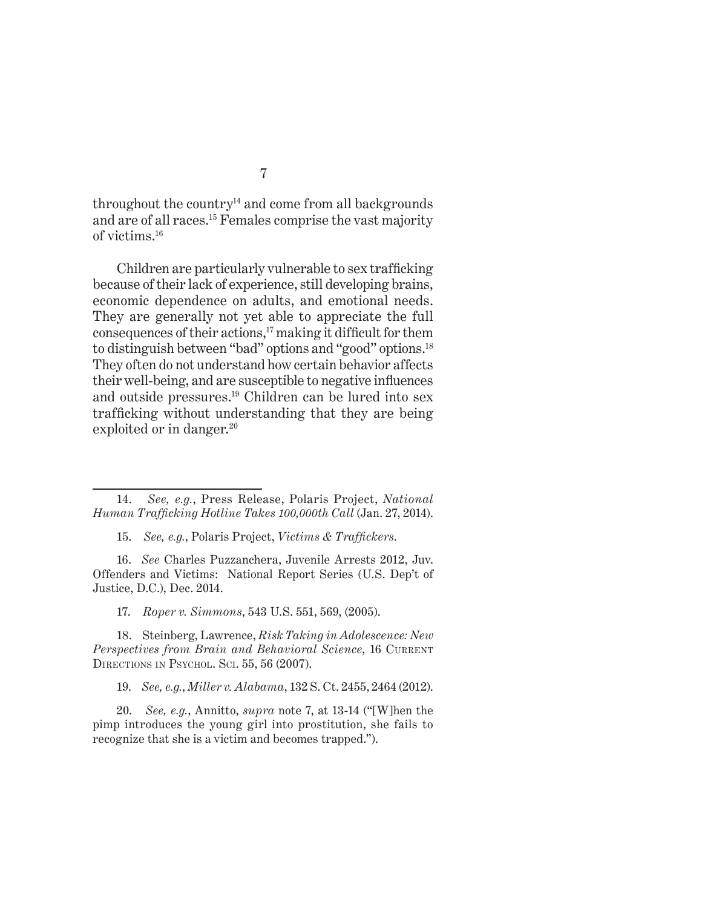throughout the country[14] and come from all backgrounds and are of all races.[15] Females comprise the vast majority of victims.[16]

Children are particularly vulnerable to sex trafficking because of their lack of experience, still developing brains, economic dependence on adults, and emotional needs. They are generally not yet able to appreciate the full consequences of their actions,[17] making it difficult for them to distinguish between "bad" options and "good" options.[18] They often do not understand how certain behavior affects their well-being, and are susceptible to negative influences and outside pressures.[19] Children can be lured into sex trafficking without understanding that they are being exploited or in danger.[20]

---

14. *See, e.g.*, Press Release, Polaris Project, *National Human Trafficking Hotline Takes 100,000th Call* (Jan. 27, 2014).

15. *See, e.g.*, Polaris Project, *Victims & Traffickers*.

16. *See* Charles Puzzanchera, Juvenile Arrests 2012, Juv. Offenders and Victims: National Report Series (U.S. Dep't of Justice, D.C.), Dec. 2014.

17. *Roper v. Simmons*, 543 U.S. 551, 569, (2005).

18. Steinberg, Lawrence, *Risk Taking in Adolescence: New Perspectives from Brain and Behavioral Science*, 16 Current Directions in Psychol. Sci. 55, 56 (2007).

19. *See, e.g.*, *Miller v. Alabama*, 132 S. Ct. 2455, 2464 (2012).

20. *See, e.g.*, Annitto, *supra* note 7, at 13-14 ("[W]hen the pimp introduces the young girl into prostitution, she fails to recognize that she is a victim and becomes trapped.").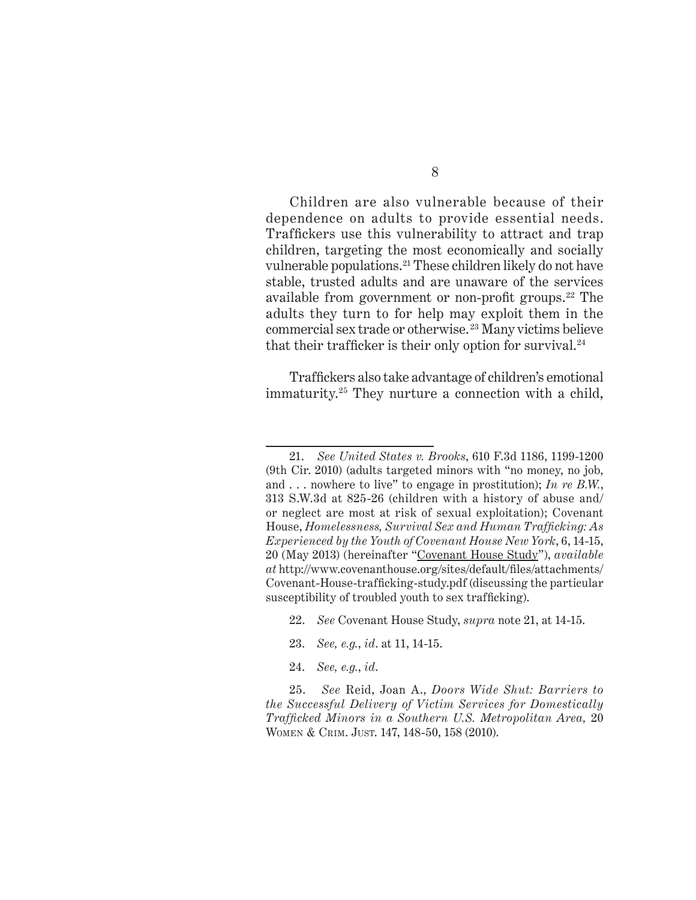Children are also vulnerable because of their dependence on adults to provide essential needs. Traffickers use this vulnerability to attract and trap children, targeting the most economically and socially vulnerable populations.[21] These children likely do not have stable, trusted adults and are unaware of the services available from government or non-profit groups.[22] The adults they turn to for help may exploit them in the commercial sex trade or otherwise.[23] Many victims believe that their trafficker is their only option for survival.[24]

Traffickers also take advantage of children's emotional immaturity.[25] They nurture a connection with a child,

---

21. *See United States v. Brooks*, 610 F.3d 1186, 1199-1200 (9th Cir. 2010) (adults targeted minors with "no money, no job, and . . . nowhere to live" to engage in prostitution); *In re B.W.*, 313 S.W.3d at 825-26 (children with a history of abuse and/or neglect are most at risk of sexual exploitation); Covenant House, *Homelessness, Survival Sex and Human Trafficking: As Experienced by the Youth of Covenant House New York*, 6, 14-15, 20 (May 2013) (hereinafter "Covenant House Study"), *available at* http://www.covenanthouse.org/sites/default/files/attachments/Covenant-House-trafficking-study.pdf (discussing the particular susceptibility of troubled youth to sex trafficking).

22. *See* Covenant House Study, *supra* note 21, at 14-15.

23. *See, e.g.*, *id*. at 11, 14-15.

24. *See, e.g.*, *id*.

25. *See* Reid, Joan A., *Doors Wide Shut: Barriers to the Successful Delivery of Victim Services for Domestically Trafficked Minors in a Southern U.S. Metropolitan Area,* 20 Women & Crim. Just. 147, 148-50, 158 (2010).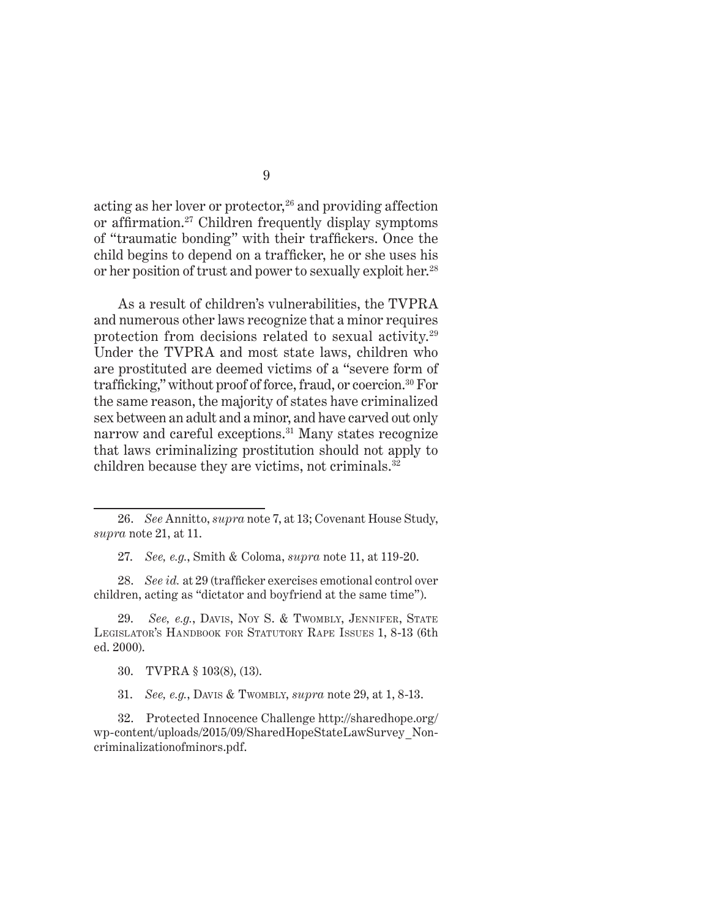acting as her lover or protector,[26] and providing affection or affirmation.[27] Children frequently display symptoms of "traumatic bonding" with their traffickers. Once the child begins to depend on a trafficker, he or she uses his or her position of trust and power to sexually exploit her.[28]

As a result of children's vulnerabilities, the TVPRA and numerous other laws recognize that a minor requires protection from decisions related to sexual activity.[29] Under the TVPRA and most state laws, children who are prostituted are deemed victims of a "severe form of trafficking," without proof of force, fraud, or coercion.[30] For the same reason, the majority of states have criminalized sex between an adult and a minor, and have carved out only narrow and careful exceptions.[31] Many states recognize that laws criminalizing prostitution should not apply to children because they are victims, not criminals.[32]

---

26. *See* Annitto, *supra* note 7, at 13; Covenant House Study, *supra* note 21, at 11.

27. *See, e.g.*, Smith & Coloma, *supra* note 11, at 119-20.

28. *See id.* at 29 (trafficker exercises emotional control over children, acting as "dictator and boyfriend at the same time").

29. *See, e.g.*, Davis, Noy S. & Twombly, Jennifer, State Legislator's Handbook for Statutory Rape Issues 1, 8-13 (6th ed. 2000).

30. TVPRA § 103(8), (13).

31. *See, e.g.*, Davis & Twombly, *supra* note 29, at 1, 8-13.

32. Protected Innocence Challenge http://sharedhope.org/wp-content/uploads/2015/09/SharedHopeStateLawSurvey_Non-criminalizationofminors.pdf.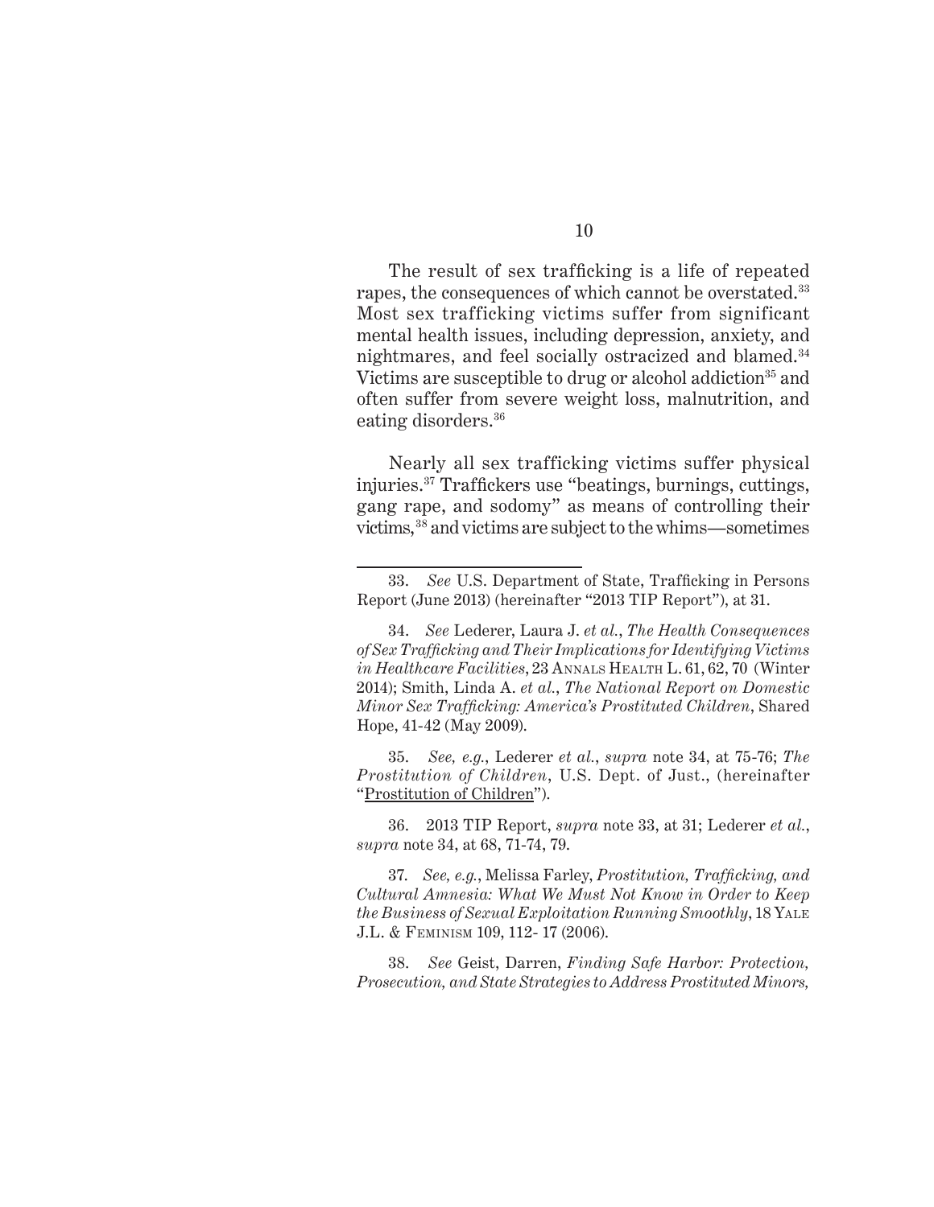The result of sex trafficking is a life of repeated rapes, the consequences of which cannot be overstated.[33] Most sex trafficking victims suffer from significant mental health issues, including depression, anxiety, and nightmares, and feel socially ostracized and blamed.[34] Victims are susceptible to drug or alcohol addiction[35] and often suffer from severe weight loss, malnutrition, and eating disorders.[36]

Nearly all sex trafficking victims suffer physical injuries.[37] Traffickers use "beatings, burnings, cuttings, gang rape, and sodomy" as means of controlling their victims,[38] and victims are subject to the whims—sometimes

---

33. *See* U.S. Department of State, Trafficking in Persons Report (June 2013) (hereinafter "2013 TIP Report"), at 31.

34. *See* Lederer, Laura J. *et al.*, *The Health Consequences of Sex Trafficking and Their Implications for Identifying Victims in Healthcare Facilities*, 23 Annals Health L. 61, 62, 70 (Winter 2014); Smith, Linda A. *et al.*, *The National Report on Domestic Minor Sex Trafficking: America's Prostituted Children*, Shared Hope, 41-42 (May 2009).

35. *See, e.g.*, Lederer *et al.*, *supra* note 34, at 75-76; *The Prostitution of Children*, U.S. Dept. of Just., (hereinafter "Prostitution of Children").

36. 2013 TIP Report, *supra* note 33, at 31; Lederer *et al.*, *supra* note 34, at 68, 71-74, 79.

37. *See, e.g.*, Melissa Farley, *Prostitution, Trafficking, and Cultural Amnesia: What We Must Not Know in Order to Keep the Business of Sexual Exploitation Running Smoothly*, 18 Yale J.L. & Feminism 109, 112- 17 (2006).

38. *See* Geist, Darren, *Finding Safe Harbor: Protection, Prosecution, and State Strategies to Address Prostituted Minors,*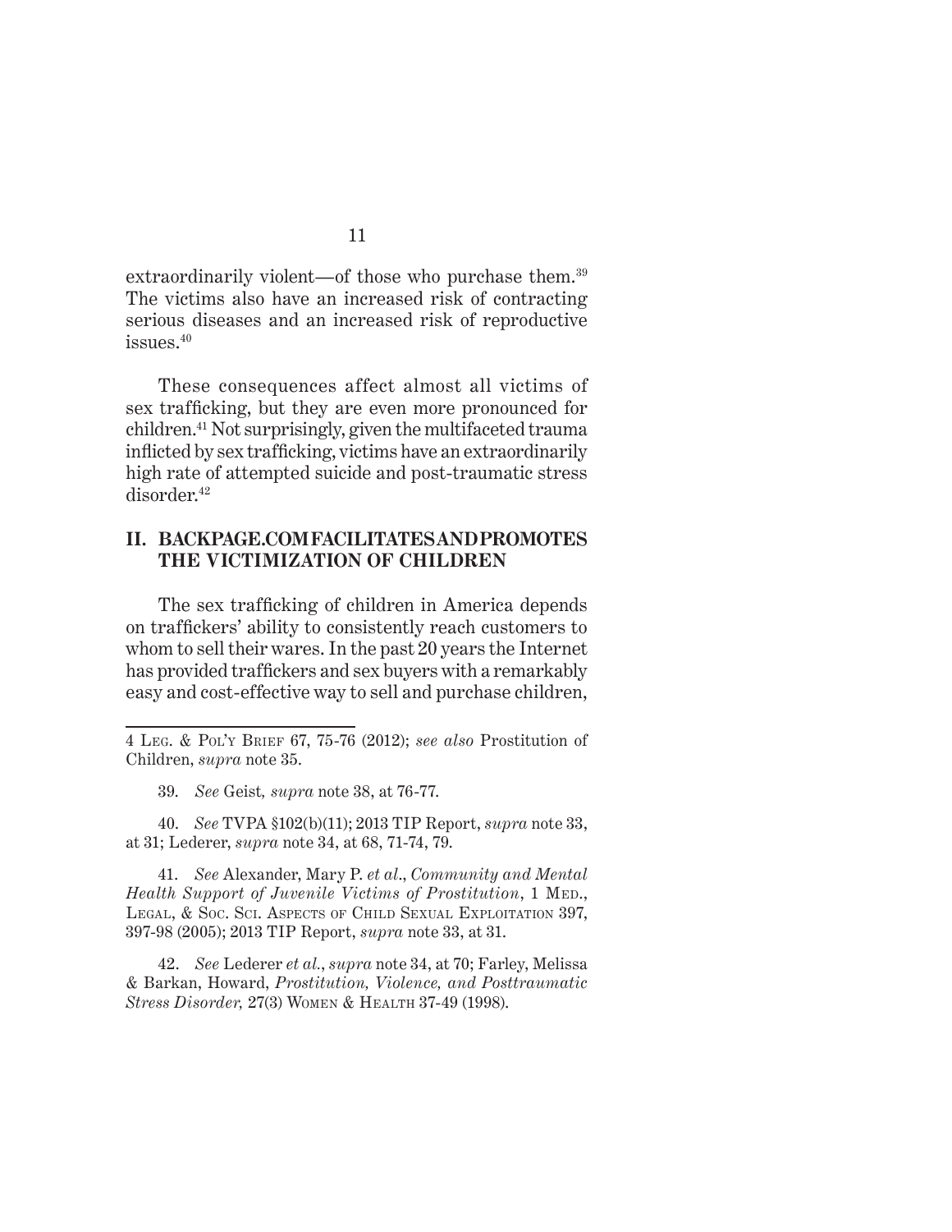extraordinarily violent—of those who purchase them.[39] The victims also have an increased risk of contracting serious diseases and an increased risk of reproductive issues.[40]

These consequences affect almost all victims of sex trafficking, but they are even more pronounced for children.[41] Not surprisingly, given the multifaceted trauma inflicted by sex trafficking, victims have an extraordinarily high rate of attempted suicide and post-traumatic stress disorder.[42]

## II. BACKPAGE.COM FACILITATES AND PROMOTES THE VICTIMIZATION OF CHILDREN

The sex trafficking of children in America depends on traffickers' ability to consistently reach customers to whom to sell their wares. In the past 20 years the Internet has provided traffickers and sex buyers with a remarkably easy and cost-effective way to sell and purchase children,

---

4 Leg. & Pol'y Brief 67, 75-76 (2012); *see also* Prostitution of Children, *supra* note 35.

39. *See* Geist, *supra* note 38, at 76-77.

40. *See* TVPA §102(b)(11); 2013 TIP Report, *supra* note 33, at 31; Lederer, *supra* note 34, at 68, 71-74, 79.

41. *See* Alexander, Mary P. *et al.*, *Community and Mental Health Support of Juvenile Victims of Prostitution*, 1 Med., Legal, & Soc. Sci. Aspects of Child Sexual Exploitation 397, 397-98 (2005); 2013 TIP Report, *supra* note 33, at 31.

42. *See* Lederer *et al.*, *supra* note 34, at 70; Farley, Melissa & Barkan, Howard, *Prostitution, Violence, and Posttraumatic Stress Disorder,* 27(3) Women & Health 37-49 (1998).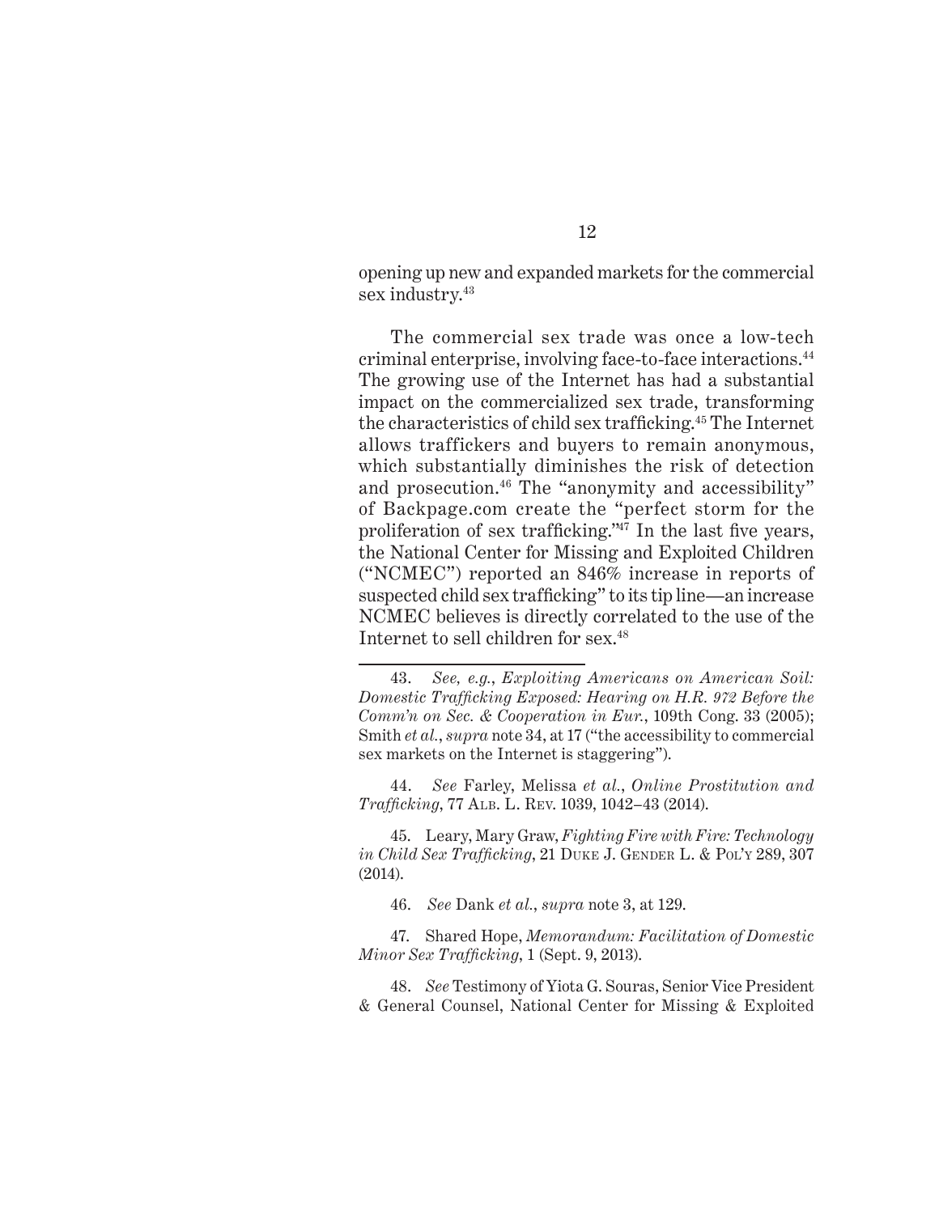opening up new and expanded markets for the commercial sex industry.[43]

The commercial sex trade was once a low-tech criminal enterprise, involving face-to-face interactions.[44] The growing use of the Internet has had a substantial impact on the commercialized sex trade, transforming the characteristics of child sex trafficking.[45] The Internet allows traffickers and buyers to remain anonymous, which substantially diminishes the risk of detection and prosecution.[46] The "anonymity and accessibility" of Backpage.com create the "perfect storm for the proliferation of sex trafficking."[47] In the last five years, the National Center for Missing and Exploited Children ("NCMEC") reported an 846% increase in reports of suspected child sex trafficking" to its tip line—an increase NCMEC believes is directly correlated to the use of the Internet to sell children for sex.[48]

---

43. *See, e.g.*, *Exploiting Americans on American Soil: Domestic Trafficking Exposed: Hearing on H.R. 972 Before the Comm'n on Sec. & Cooperation in Eur.*, 109th Cong. 33 (2005); Smith *et al.*, *supra* note 34, at 17 ("the accessibility to commercial sex markets on the Internet is staggering").

44. *See* Farley, Melissa *et al.*, *Online Prostitution and Trafficking*, 77 Alb. L. Rev. 1039, 1042–43 (2014).

45. Leary, Mary Graw, *Fighting Fire with Fire: Technology in Child Sex Trafficking*, 21 Duke J. Gender L. & Pol'y 289, 307 (2014).

46. *See* Dank *et al.*, *supra* note 3, at 129.

47. Shared Hope, *Memorandum: Facilitation of Domestic Minor Sex Trafficking*, 1 (Sept. 9, 2013).

48. *See* Testimony of Yiota G. Souras, Senior Vice President & General Counsel, National Center for Missing & Exploited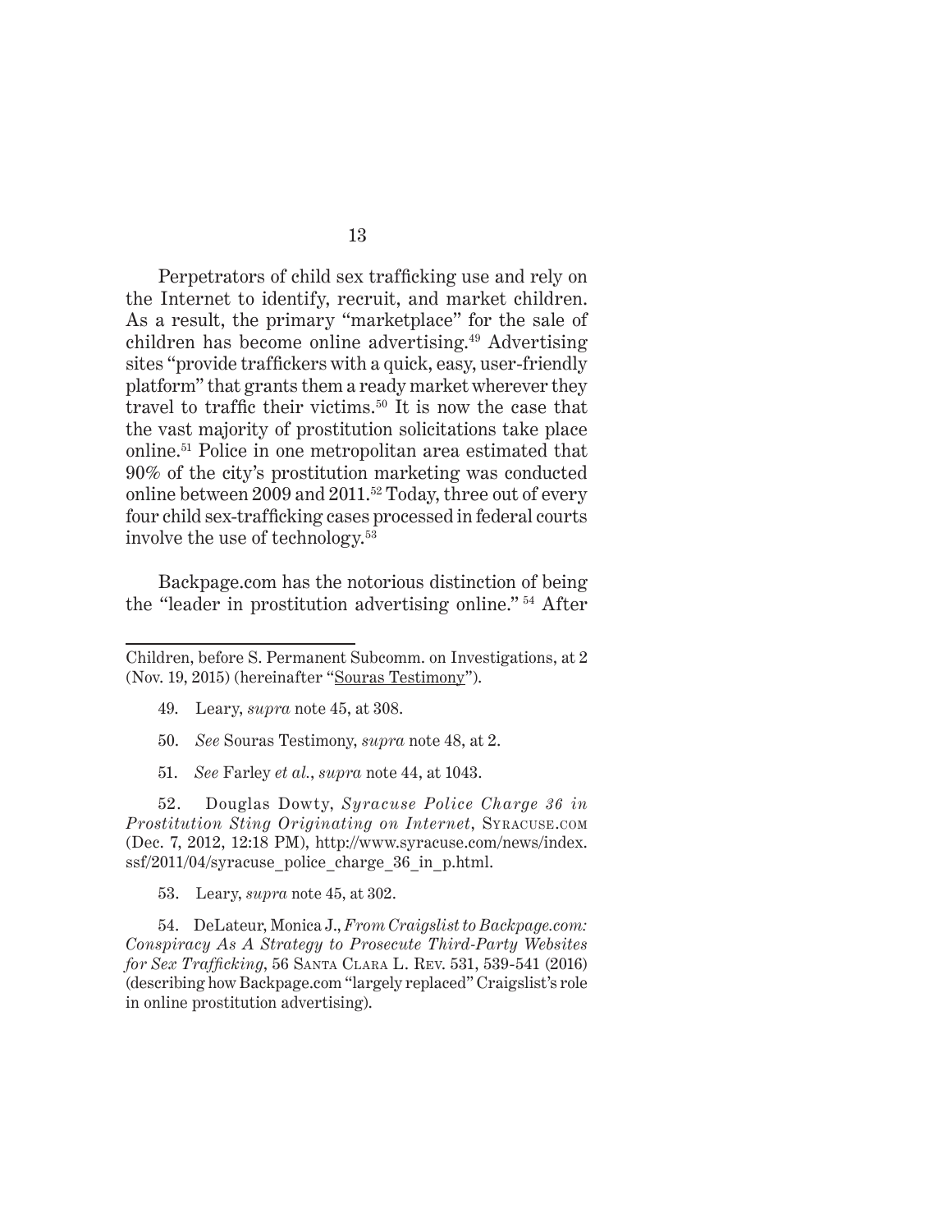Perpetrators of child sex trafficking use and rely on the Internet to identify, recruit, and market children. As a result, the primary "marketplace" for the sale of children has become online advertising.[49] Advertising sites "provide traffickers with a quick, easy, user-friendly platform" that grants them a ready market wherever they travel to traffic their victims.[50] It is now the case that the vast majority of prostitution solicitations take place online.[51] Police in one metropolitan area estimated that 90% of the city's prostitution marketing was conducted online between 2009 and 2011.[52] Today, three out of every four child sex-trafficking cases processed in federal courts involve the use of technology.[53]

Backpage.com has the notorious distinction of being the "leader in prostitution advertising online."[54] After

---

Children, before S. Permanent Subcomm. on Investigations, at 2 (Nov. 19, 2015) (hereinafter "Souras Testimony").

49. Leary, *supra* note 45, at 308.

50. *See* Souras Testimony, *supra* note 48, at 2.

51. *See* Farley *et al.*, *supra* note 44, at 1043.

52. Douglas Dowty, *Syracuse Police Charge 36 in Prostitution Sting Originating on Internet*, Syracuse.com (Dec. 7, 2012, 12:18 PM), http://www.syracuse.com/news/index.ssf/2011/04/syracuse_police_charge_36_in_p.html.

53. Leary, *supra* note 45, at 302.

54. DeLateur, Monica J., *From Craigslist to Backpage.com: Conspiracy As A Strategy to Prosecute Third-Party Websites for Sex Trafficking*, 56 Santa Clara L. Rev. 531, 539-541 (2016) (describing how Backpage.com "largely replaced" Craigslist's role in online prostitution advertising).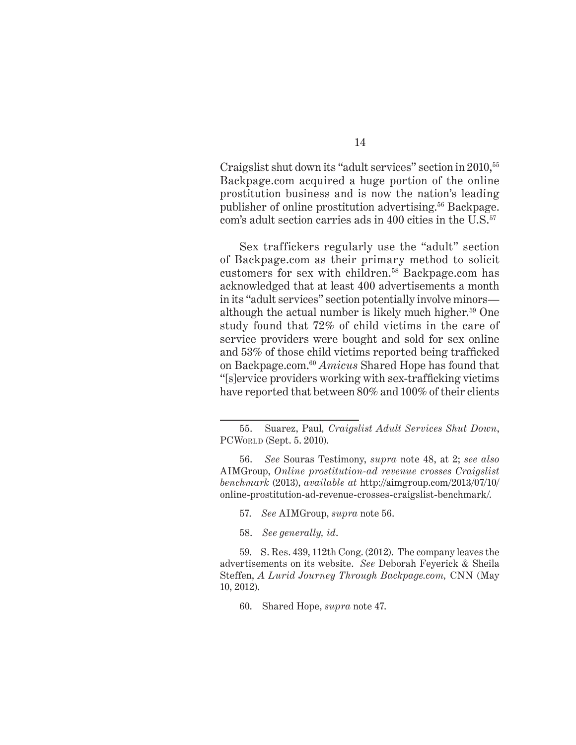Craigslist shut down its "adult services" section in 2010,[55] Backpage.com acquired a huge portion of the online prostitution business and is now the nation's leading publisher of online prostitution advertising.[56] Backpage.com's adult section carries ads in 400 cities in the U.S.[57]

Sex traffickers regularly use the "adult" section of Backpage.com as their primary method to solicit customers for sex with children.[58] Backpage.com has acknowledged that at least 400 advertisements a month in its "adult services" section potentially involve minors—although the actual number is likely much higher.[59] One study found that 72% of child victims in the care of service providers were bought and sold for sex online and 53% of those child victims reported being trafficked on Backpage.com.[60] *Amicus* Shared Hope has found that "[s]ervice providers working with sex-trafficking victims have reported that between 80% and 100% of their clients

---

55. Suarez, Paul, *Craigslist Adult Services Shut Down*, PCWorld (Sept. 5. 2010).

56. *See* Souras Testimony, *supra* note 48, at 2; *see also* AIMGroup, *Online prostitution-ad revenue crosses Craigslist benchmark* (2013), *available at* http://aimgroup.com/2013/07/10/online-prostitution-ad-revenue-crosses-craigslist-benchmark/.

57. *See* AIMGroup, *supra* note 56.

58. *See generally, id*.

59. S. Res. 439, 112th Cong. (2012). The company leaves the advertisements on its website. *See* Deborah Feyerick & Sheila Steffen, *A Lurid Journey Through Backpage.com,* CNN (May 10, 2012).

60. Shared Hope, *supra* note 47.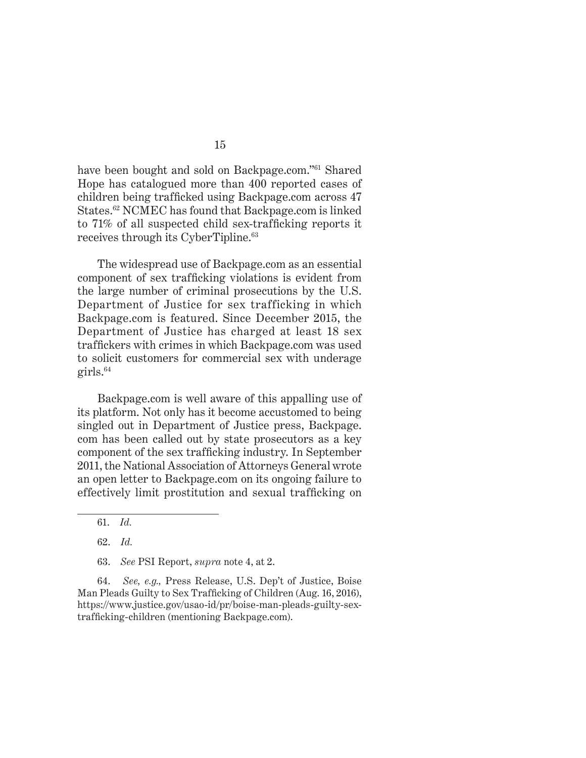have been bought and sold on Backpage.com."[61] Shared Hope has catalogued more than 400 reported cases of children being trafficked using Backpage.com across 47 States.[62] NCMEC has found that Backpage.com is linked to 71% of all suspected child sex-trafficking reports it receives through its CyberTipline.[63]

The widespread use of Backpage.com as an essential component of sex trafficking violations is evident from the large number of criminal prosecutions by the U.S. Department of Justice for sex trafficking in which Backpage.com is featured. Since December 2015, the Department of Justice has charged at least 18 sex traffickers with crimes in which Backpage.com was used to solicit customers for commercial sex with underage girls.[64]

Backpage.com is well aware of this appalling use of its platform. Not only has it become accustomed to being singled out in Department of Justice press, Backpage.com has been called out by state prosecutors as a key component of the sex trafficking industry. In September 2011, the National Association of Attorneys General wrote an open letter to Backpage.com on its ongoing failure to effectively limit prostitution and sexual trafficking on

---

61. *Id.*

62. *Id.*

63. *See* PSI Report, *supra* note 4, at 2.

64. *See, e.g.,* Press Release, U.S. Dep't of Justice, Boise Man Pleads Guilty to Sex Trafficking of Children (Aug. 16, 2016), https://www.justice.gov/usao-id/pr/boise-man-pleads-guilty-sex-trafficking-children (mentioning Backpage.com).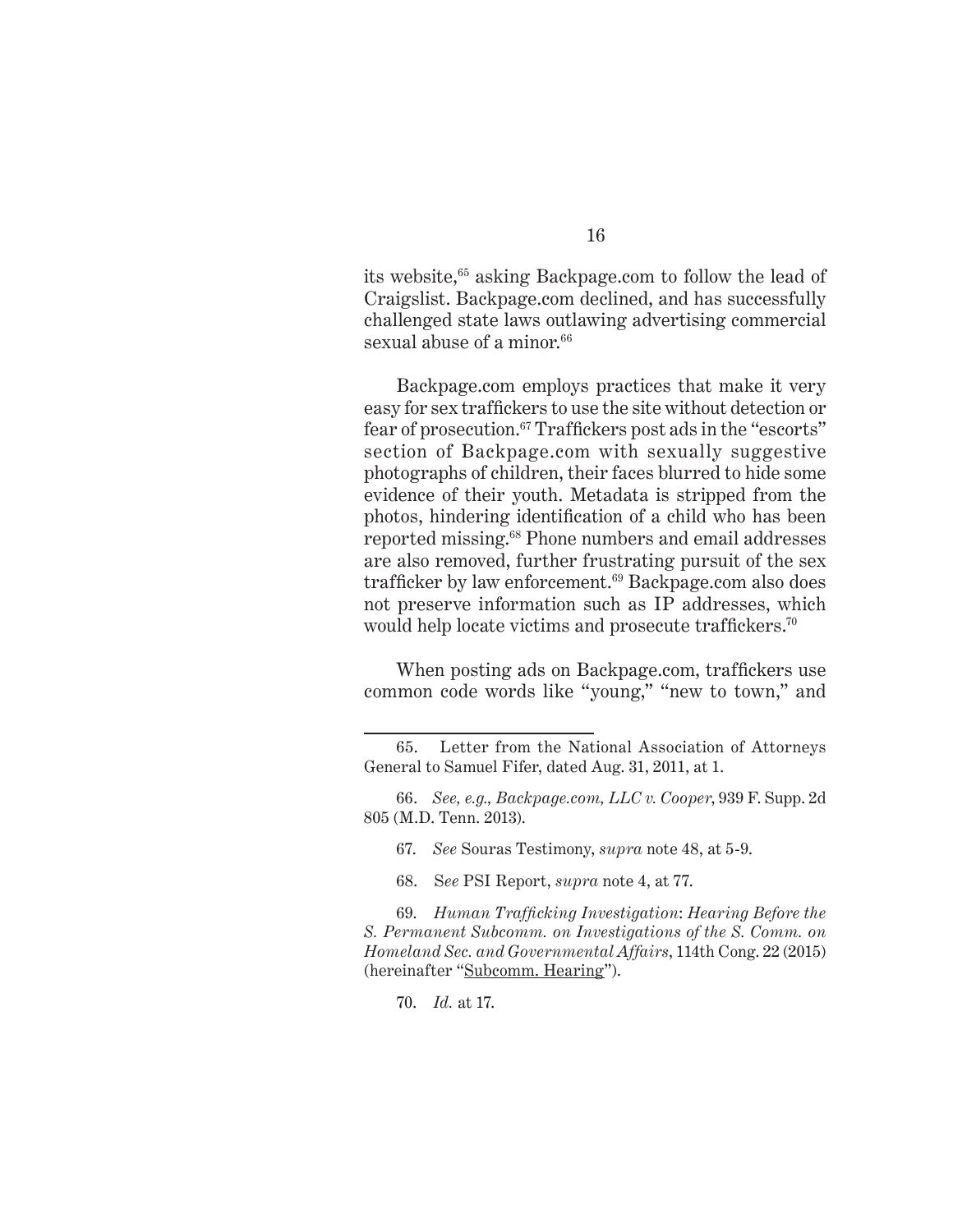its website,[65] asking Backpage.com to follow the lead of Craigslist. Backpage.com declined, and has successfully challenged state laws outlawing advertising commercial sexual abuse of a minor.[66]

Backpage.com employs practices that make it very easy for sex traffickers to use the site without detection or fear of prosecution.[67] Traffickers post ads in the "escorts" section of Backpage.com with sexually suggestive photographs of children, their faces blurred to hide some evidence of their youth. Metadata is stripped from the photos, hindering identification of a child who has been reported missing.[68] Phone numbers and email addresses are also removed, further frustrating pursuit of the sex trafficker by law enforcement.[69] Backpage.com also does not preserve information such as IP addresses, which would help locate victims and prosecute traffickers.[70]

When posting ads on Backpage.com, traffickers use common code words like "young," "new to town," and

---

65. Letter from the National Association of Attorneys General to Samuel Fifer, dated Aug. 31, 2011, at 1.

66. *See, e.g., Backpage.com, LLC v. Cooper*, 939 F. Supp. 2d 805 (M.D. Tenn. 2013).

67. *See* Souras Testimony, *supra* note 48, at 5-9.

68. S*ee* PSI Report, *supra* note 4, at 77.

69. *Human Trafficking Investigation*: *Hearing Before the S. Permanent Subcomm. on Investigations of the S. Comm. on Homeland Sec. and Governmental Affairs*, 114th Cong. 22 (2015) (hereinafter "Subcomm. Hearing").

70. *Id.* at 17.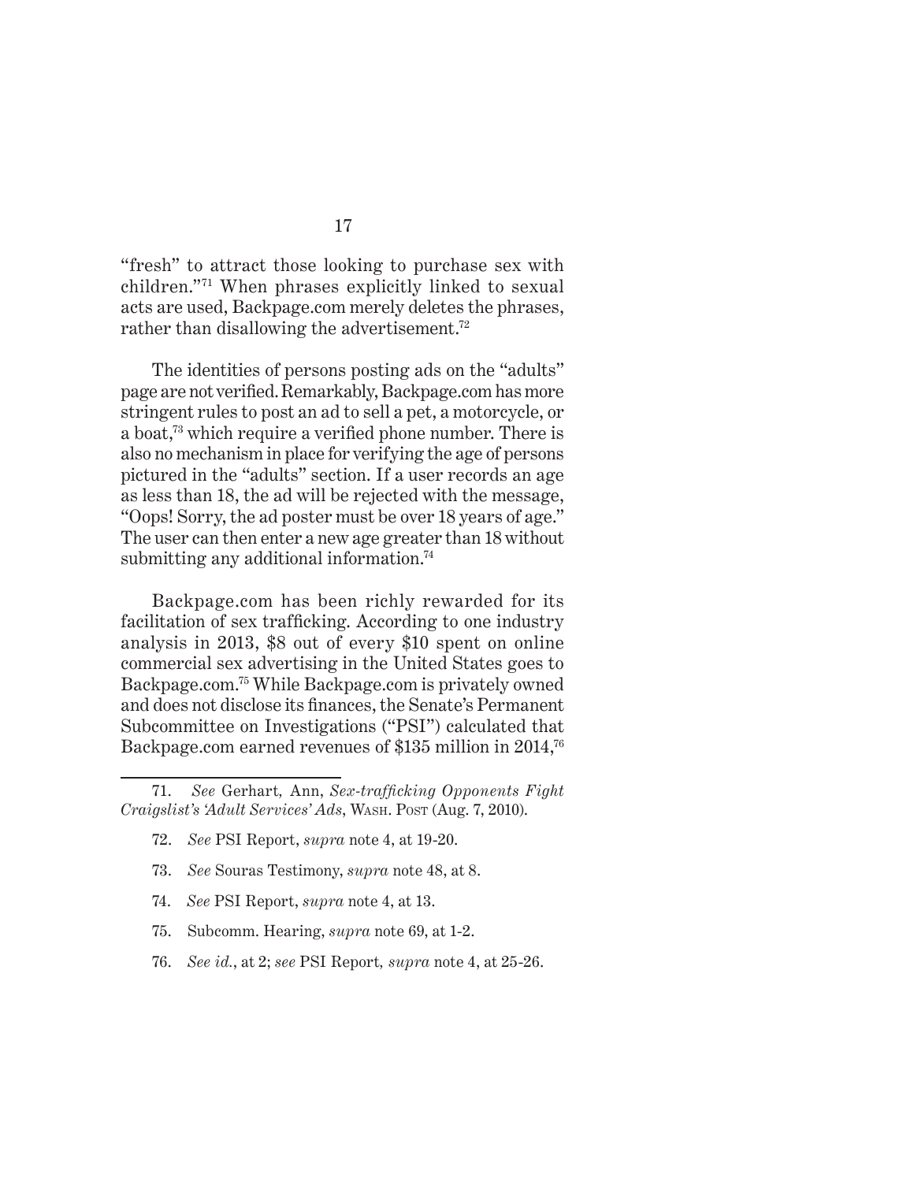"fresh" to attract those looking to purchase sex with children."[71] When phrases explicitly linked to sexual acts are used, Backpage.com merely deletes the phrases, rather than disallowing the advertisement.[72]

The identities of persons posting ads on the "adults" page are not verified. Remarkably, Backpage.com has more stringent rules to post an ad to sell a pet, a motorcycle, or a boat,[73] which require a verified phone number. There is also no mechanism in place for verifying the age of persons pictured in the "adults" section. If a user records an age as less than 18, the ad will be rejected with the message, "Oops! Sorry, the ad poster must be over 18 years of age." The user can then enter a new age greater than 18 without submitting any additional information.[74]

Backpage.com has been richly rewarded for its facilitation of sex trafficking. According to one industry analysis in 2013, $8 out of every $10 spent on online commercial sex advertising in the United States goes to Backpage.com.[75] While Backpage.com is privately owned and does not disclose its finances, the Senate's Permanent Subcommittee on Investigations ("PSI") calculated that Backpage.com earned revenues of $135 million in 2014,[76]

---

71. *See* Gerhart, Ann, *Sex-trafficking Opponents Fight Craigslist's 'Adult Services' Ads*, Wash. Post (Aug. 7, 2010).

72. *See* PSI Report, *supra* note 4, at 19-20.

73. *See* Souras Testimony, *supra* note 48, at 8.

74. *See* PSI Report, *supra* note 4, at 13.

75. Subcomm. Hearing, *supra* note 69, at 1-2.

76. *See id.*, at 2; *see* PSI Report, *supra* note 4, at 25-26.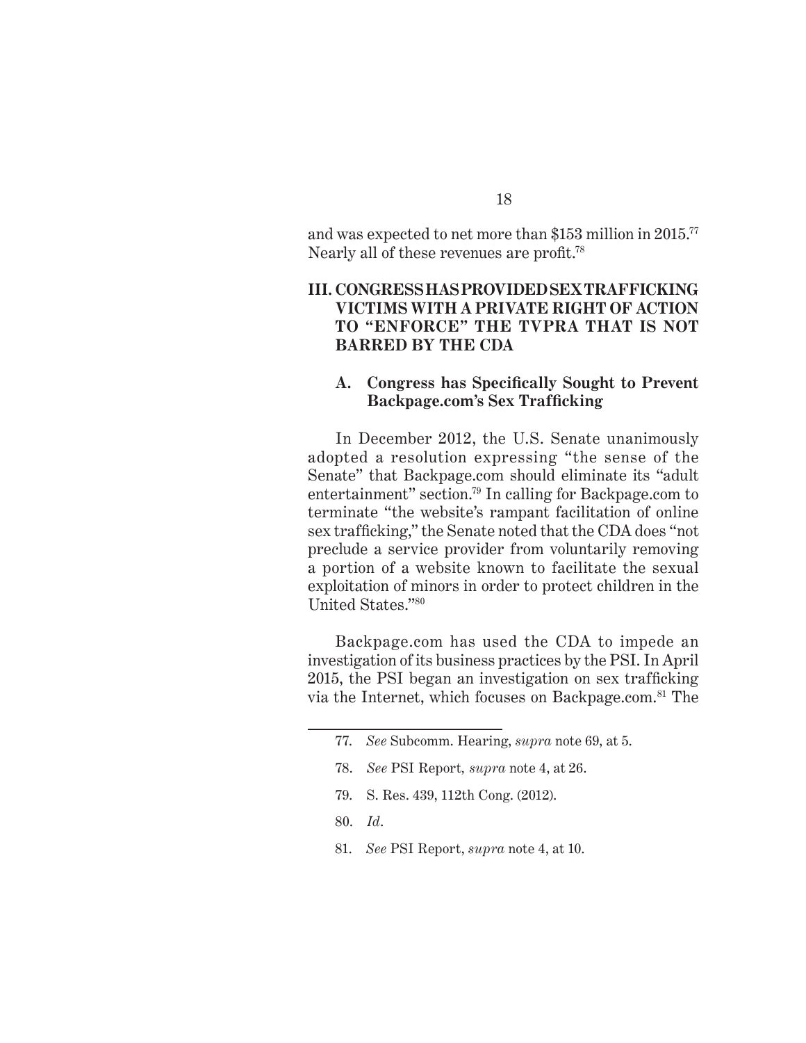and was expected to net more than $153 million in 2015.[77] Nearly all of these revenues are profit.[78]

## III. CONGRESS HAS PROVIDED SEX TRAFFICKING VICTIMS WITH A PRIVATE RIGHT OF ACTION TO "ENFORCE" THE TVPRA THAT IS NOT BARRED BY THE CDA

### A. Congress has Specifically Sought to Prevent Backpage.com's Sex Trafficking

In December 2012, the U.S. Senate unanimously adopted a resolution expressing "the sense of the Senate" that Backpage.com should eliminate its "adult entertainment" section.[79] In calling for Backpage.com to terminate "the website's rampant facilitation of online sex trafficking," the Senate noted that the CDA does "not preclude a service provider from voluntarily removing a portion of a website known to facilitate the sexual exploitation of minors in order to protect children in the United States."[80]

Backpage.com has used the CDA to impede an investigation of its business practices by the PSI. In April 2015, the PSI began an investigation on sex trafficking via the Internet, which focuses on Backpage.com.[81] The

---

77. *See* Subcomm. Hearing, *supra* note 69, at 5.

78. *See* PSI Report, *supra* note 4, at 26.

79. S. Res. 439, 112th Cong. (2012).

80. *Id*.

81. *See* PSI Report, *supra* note 4, at 10.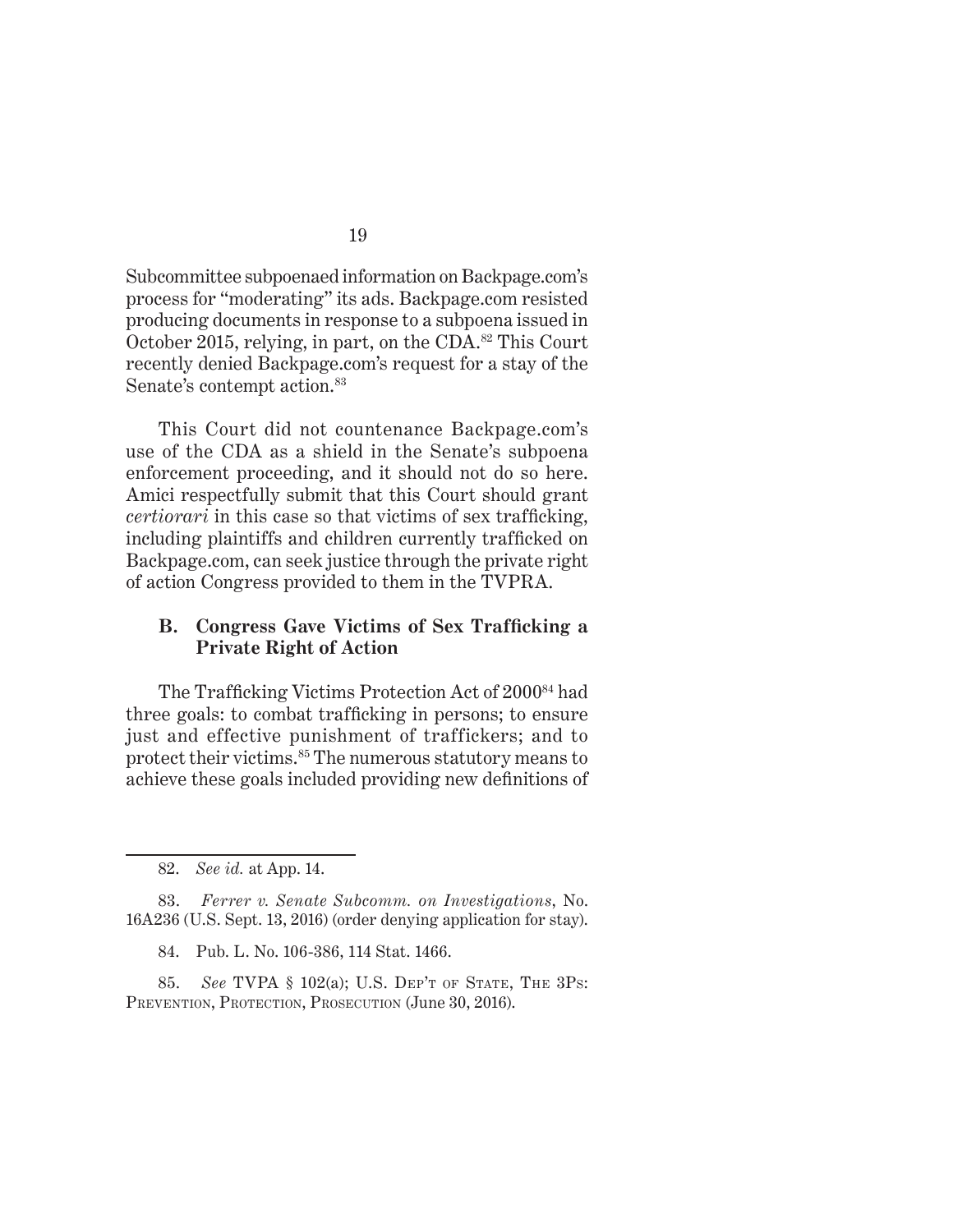Subcommittee subpoenaed information on Backpage.com's process for "moderating" its ads. Backpage.com resisted producing documents in response to a subpoena issued in October 2015, relying, in part, on the CDA.[82] This Court recently denied Backpage.com's request for a stay of the Senate's contempt action.[83]

This Court did not countenance Backpage.com's use of the CDA as a shield in the Senate's subpoena enforcement proceeding, and it should not do so here. Amici respectfully submit that this Court should grant *certiorari* in this case so that victims of sex trafficking, including plaintiffs and children currently trafficked on Backpage.com, can seek justice through the private right of action Congress provided to them in the TVPRA.

### B. Congress Gave Victims of Sex Trafficking a Private Right of Action

The Trafficking Victims Protection Act of 2000[84] had three goals: to combat trafficking in persons; to ensure just and effective punishment of traffickers; and to protect their victims.[85] The numerous statutory means to achieve these goals included providing new definitions of

---

82. *See id.* at App. 14.

83. *Ferrer v. Senate Subcomm. on Investigations*, No. 16A236 (U.S. Sept. 13, 2016) (order denying application for stay).

84. Pub. L. No. 106-386, 114 Stat. 1466.

85. *See* TVPA § 102(a); U.S. Dep't of State, The 3Ps: Prevention, Protection, Prosecution (June 30, 2016).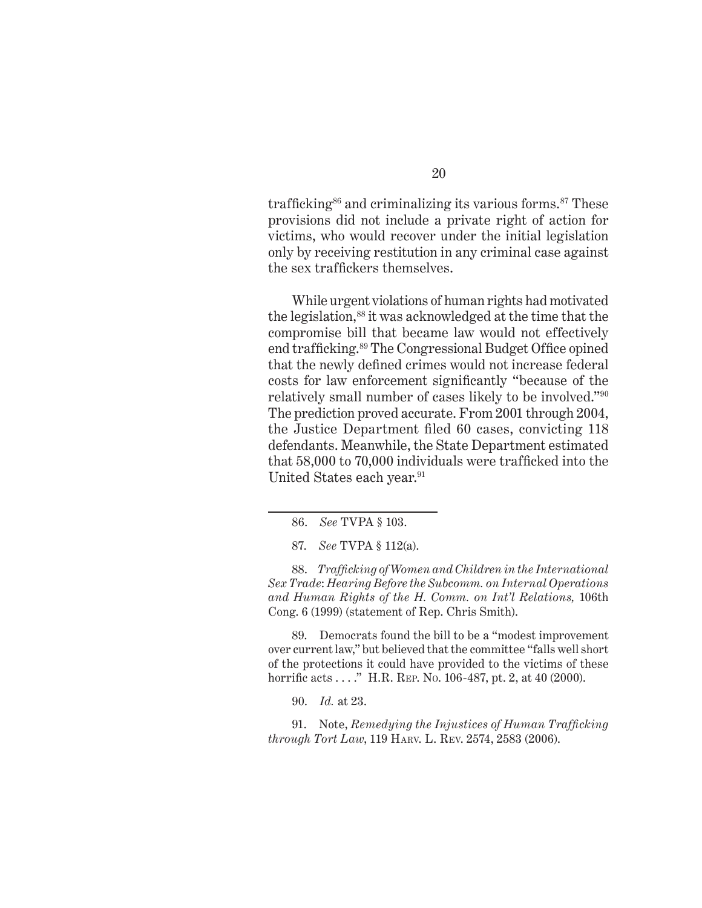trafficking[86] and criminalizing its various forms.[87] These provisions did not include a private right of action for victims, who would recover under the initial legislation only by receiving restitution in any criminal case against the sex traffickers themselves.

While urgent violations of human rights had motivated the legislation,[88] it was acknowledged at the time that the compromise bill that became law would not effectively end trafficking.[89] The Congressional Budget Office opined that the newly defined crimes would not increase federal costs for law enforcement significantly "because of the relatively small number of cases likely to be involved."[90] The prediction proved accurate. From 2001 through 2004, the Justice Department filed 60 cases, convicting 118 defendants. Meanwhile, the State Department estimated that 58,000 to 70,000 individuals were trafficked into the United States each year.[91]

---

86. *See* TVPA § 103.

87. *See* TVPA § 112(a).

88. *Trafficking of Women and Children in the International Sex Trade*: *Hearing Before the Subcomm. on Internal Operations and Human Rights of the H. Comm. on Int'l Relations*, 106th Cong. 6 (1999) (statement of Rep. Chris Smith).

89. Democrats found the bill to be a "modest improvement over current law," but believed that the committee "falls well short of the protections it could have provided to the victims of these horrific acts . . . ." H.R. Rep. No. 106-487, pt. 2, at 40 (2000).

90. *Id.* at 23.

91. Note, *Remedying the Injustices of Human Trafficking through Tort Law*, 119 Harv. L. Rev. 2574, 2583 (2006).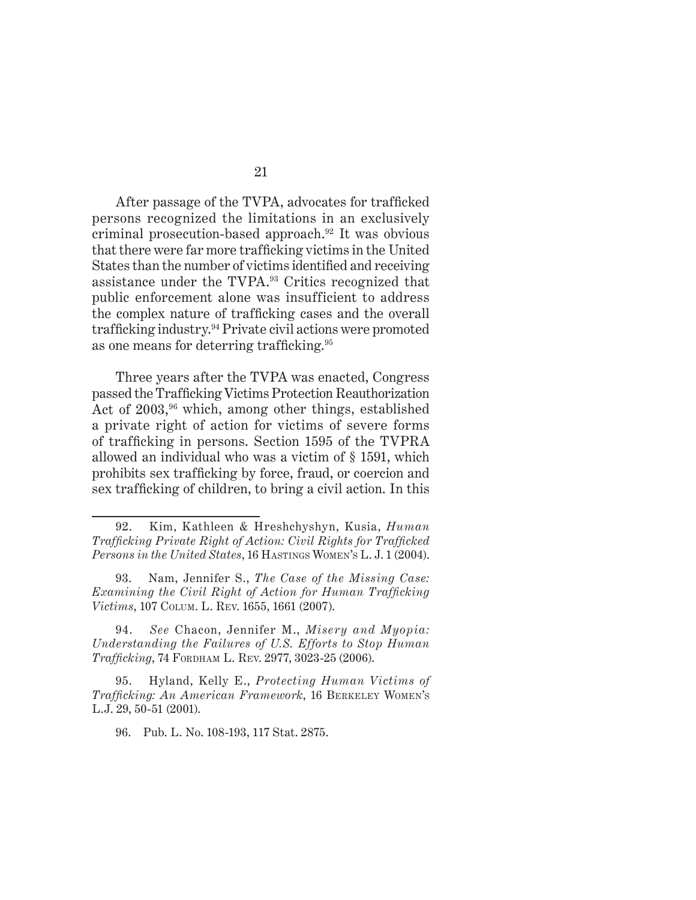After passage of the TVPA, advocates for trafficked persons recognized the limitations in an exclusively criminal prosecution-based approach.[92] It was obvious that there were far more trafficking victims in the United States than the number of victims identified and receiving assistance under the TVPA.[93] Critics recognized that public enforcement alone was insufficient to address the complex nature of trafficking cases and the overall trafficking industry.[94] Private civil actions were promoted as one means for deterring trafficking.[95]

Three years after the TVPA was enacted, Congress passed the Trafficking Victims Protection Reauthorization Act of 2003,[96] which, among other things, established a private right of action for victims of severe forms of trafficking in persons. Section 1595 of the TVPRA allowed an individual who was a victim of § 1591, which prohibits sex trafficking by force, fraud, or coercion and sex trafficking of children, to bring a civil action. In this

---

92. Kim, Kathleen & Hreshchyshyn, Kusia, *Human Trafficking Private Right of Action: Civil Rights for Trafficked Persons in the United States*, 16 Hastings Women's L. J. 1 (2004).

93. Nam, Jennifer S., *The Case of the Missing Case: Examining the Civil Right of Action for Human Trafficking Victims*, 107 Colum. L. Rev. 1655, 1661 (2007).

94. *See* Chacon, Jennifer M., *Misery and Myopia: Understanding the Failures of U.S. Efforts to Stop Human Trafficking*, 74 Fordham L. Rev. 2977, 3023-25 (2006).

95. Hyland, Kelly E., *Protecting Human Victims of Trafficking: An American Framework*, 16 Berkeley Women's L.J. 29, 50-51 (2001).

96. Pub. L. No. 108-193, 117 Stat. 2875.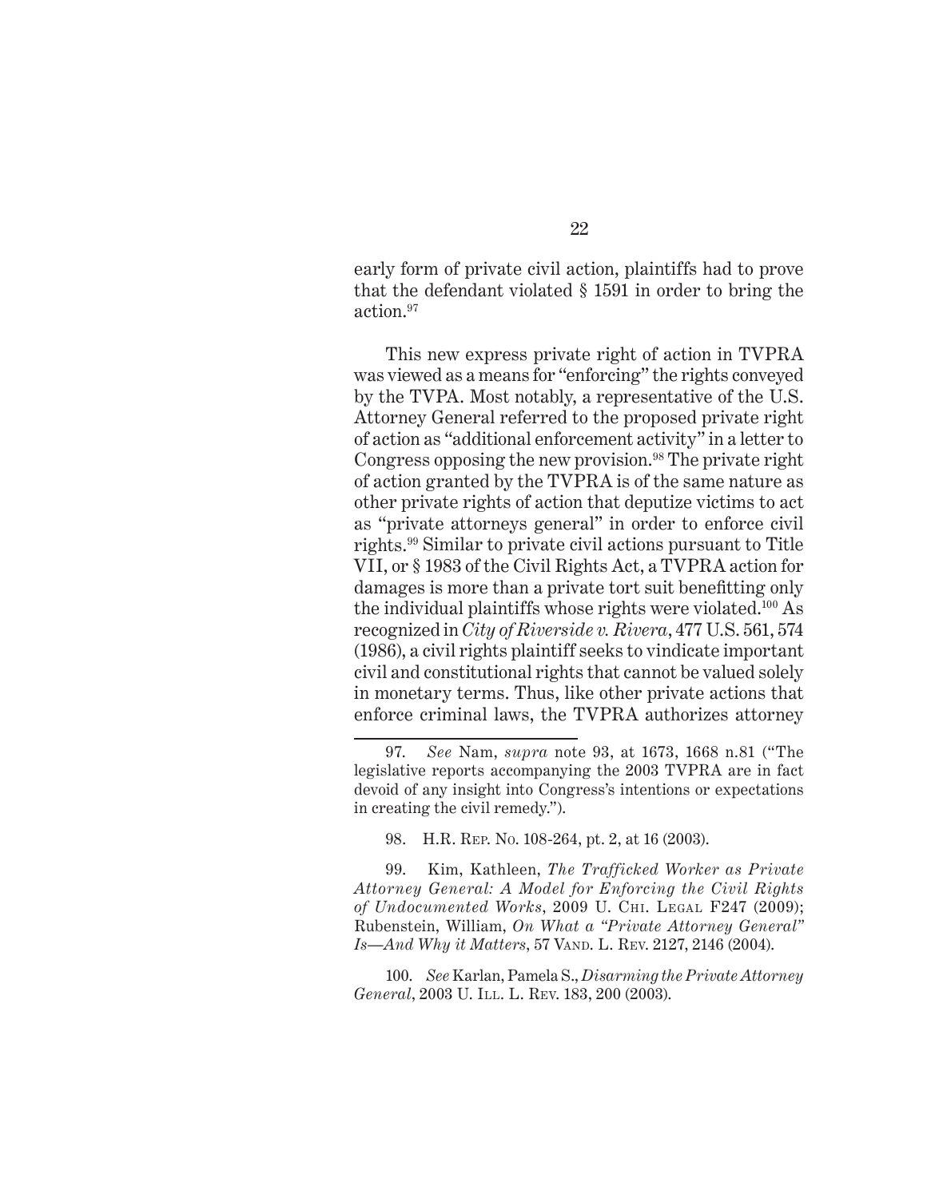early form of private civil action, plaintiffs had to prove that the defendant violated § 1591 in order to bring the action.[97]

This new express private right of action in TVPRA was viewed as a means for "enforcing" the rights conveyed by the TVPA. Most notably, a representative of the U.S. Attorney General referred to the proposed private right of action as "additional enforcement activity" in a letter to Congress opposing the new provision.[98] The private right of action granted by the TVPRA is of the same nature as other private rights of action that deputize victims to act as "private attorneys general" in order to enforce civil rights.[99] Similar to private civil actions pursuant to Title VII, or § 1983 of the Civil Rights Act, a TVPRA action for damages is more than a private tort suit benefitting only the individual plaintiffs whose rights were violated.[100] As recognized in *City of Riverside v. Rivera*, 477 U.S. 561, 574 (1986), a civil rights plaintiff seeks to vindicate important civil and constitutional rights that cannot be valued solely in monetary terms. Thus, like other private actions that enforce criminal laws, the TVPRA authorizes attorney

---

97. *See* Nam, *supra* note 93, at 1673, 1668 n.81 ("The legislative reports accompanying the 2003 TVPRA are in fact devoid of any insight into Congress's intentions or expectations in creating the civil remedy.").

98. H.R. Rep. No. 108-264, pt. 2, at 16 (2003).

99. Kim, Kathleen, *The Trafficked Worker as Private Attorney General: A Model for Enforcing the Civil Rights of Undocumented Works*, 2009 U. Chi. Legal F247 (2009); Rubenstein, William, *On What a "Private Attorney General" Is—And Why it Matters*, 57 Vand. L. Rev. 2127, 2146 (2004).

100. *See* Karlan, Pamela S., *Disarming the Private Attorney General*, 2003 U. Ill. L. Rev. 183, 200 (2003).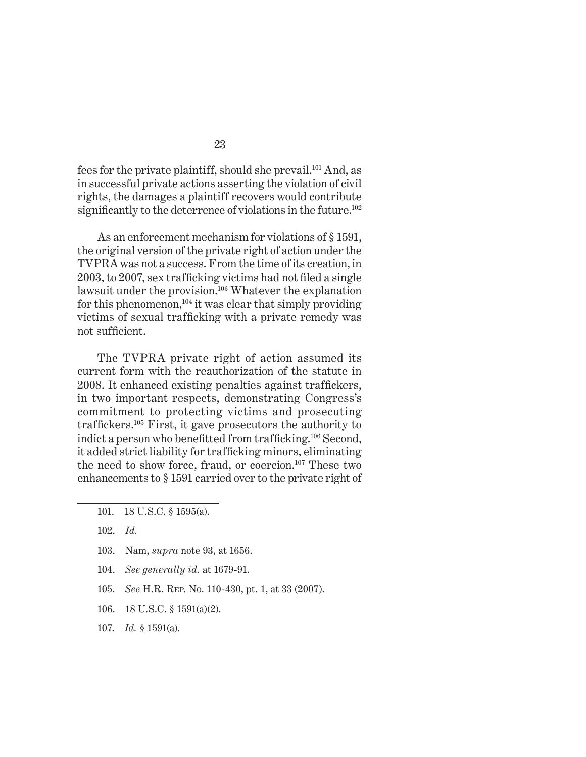fees for the private plaintiff, should she prevail.[101] And, as in successful private actions asserting the violation of civil rights, the damages a plaintiff recovers would contribute significantly to the deterrence of violations in the future.[102]

As an enforcement mechanism for violations of § 1591, the original version of the private right of action under the TVPRA was not a success. From the time of its creation, in 2003, to 2007, sex trafficking victims had not filed a single lawsuit under the provision.[103] Whatever the explanation for this phenomenon,[104] it was clear that simply providing victims of sexual trafficking with a private remedy was not sufficient.

The TVPRA private right of action assumed its current form with the reauthorization of the statute in 2008. It enhanced existing penalties against traffickers, in two important respects, demonstrating Congress's commitment to protecting victims and prosecuting traffickers.[105] First, it gave prosecutors the authority to indict a person who benefitted from trafficking.[106] Second, it added strict liability for trafficking minors, eliminating the need to show force, fraud, or coercion.[107] These two enhancements to § 1591 carried over to the private right of

---

101. 18 U.S.C. § 1595(a).

102. *Id.*

103. Nam, *supra* note 93, at 1656.

104. *See generally id.* at 1679-91.

105. *See* H.R. Rep. No. 110-430, pt. 1, at 33 (2007).

106. 18 U.S.C. § 1591(a)(2).

107. *Id.* § 1591(a).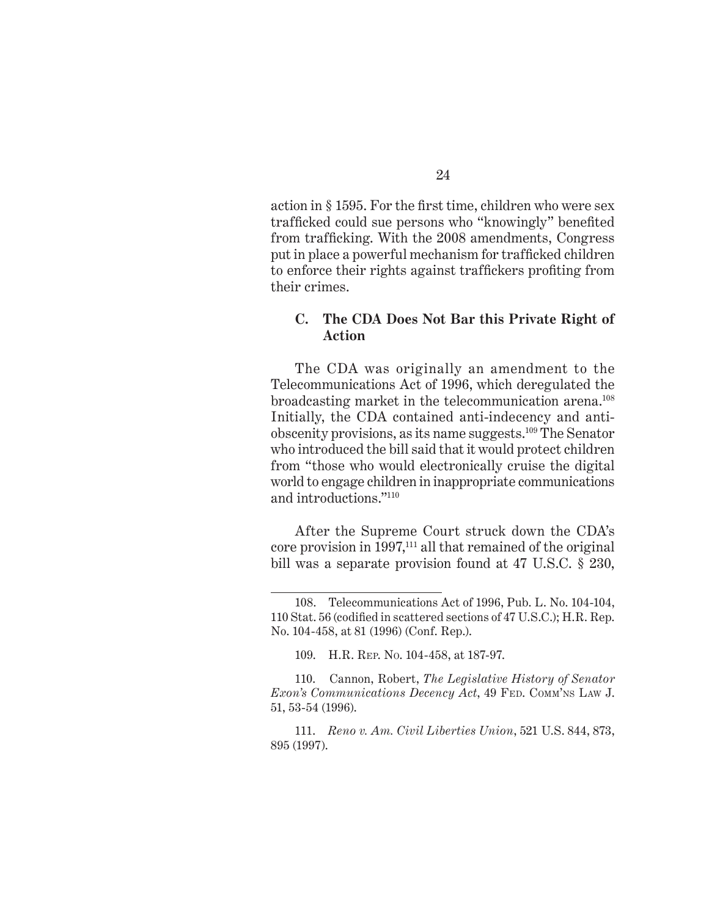action in § 1595. For the first time, children who were sex trafficked could sue persons who "knowingly" benefited from trafficking. With the 2008 amendments, Congress put in place a powerful mechanism for trafficked children to enforce their rights against traffickers profiting from their crimes.

### C. The CDA Does Not Bar this Private Right of Action

The CDA was originally an amendment to the Telecommunications Act of 1996, which deregulated the broadcasting market in the telecommunication arena.[108] Initially, the CDA contained anti-indecency and anti-obscenity provisions, as its name suggests.[109] The Senator who introduced the bill said that it would protect children from "those who would electronically cruise the digital world to engage children in inappropriate communications and introductions."[110]

After the Supreme Court struck down the CDA's core provision in 1997,[111] all that remained of the original bill was a separate provision found at 47 U.S.C. § 230,

---

108. Telecommunications Act of 1996, Pub. L. No. 104-104, 110 Stat. 56 (codified in scattered sections of 47 U.S.C.); H.R. Rep. No. 104-458, at 81 (1996) (Conf. Rep.).

109. H.R. Rep. No. 104-458, at 187-97.

110. Cannon, Robert, *The Legislative History of Senator Exon's Communications Decency Act*, 49 Fed. Comm'ns Law J. 51, 53-54 (1996).

111. *Reno v. Am. Civil Liberties Union*, 521 U.S. 844, 873, 895 (1997).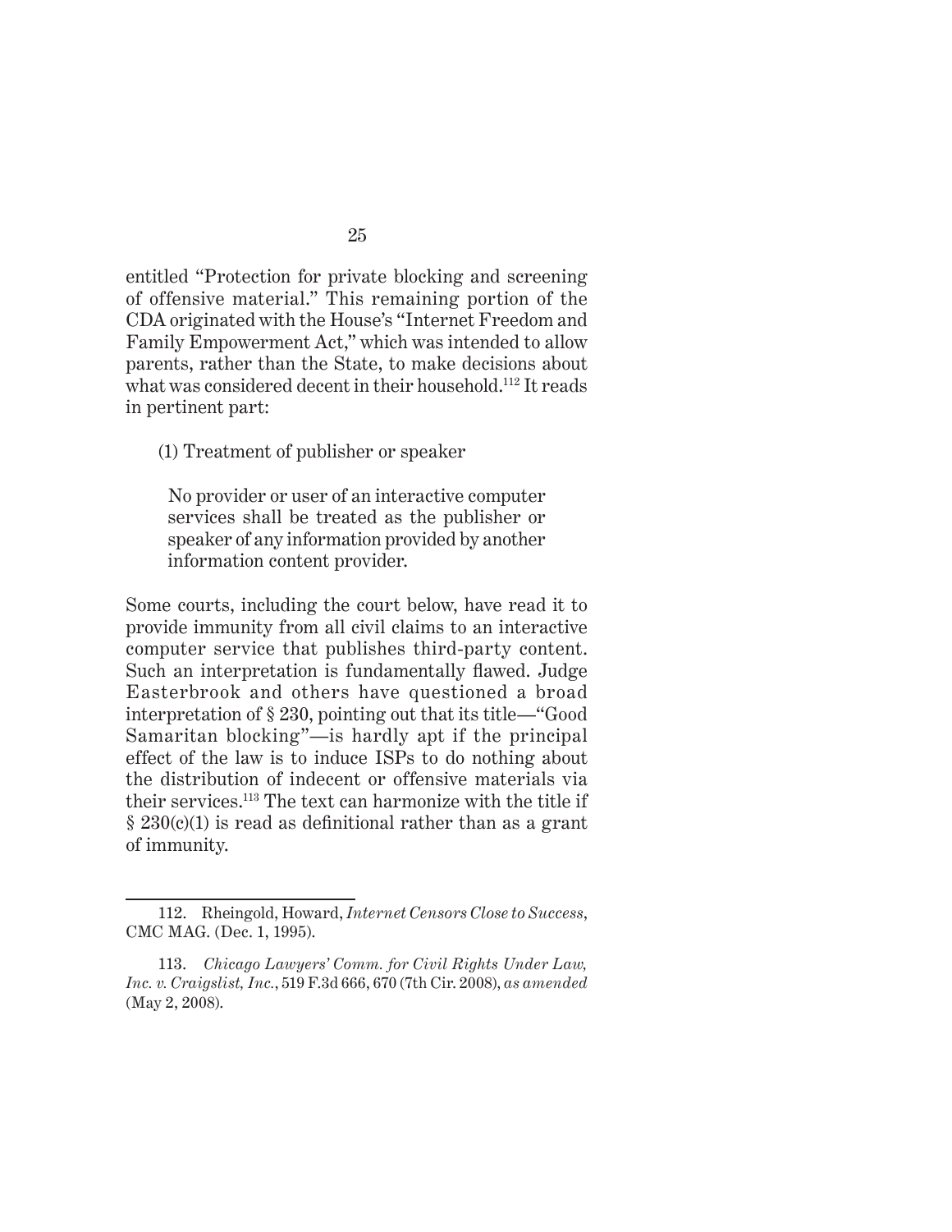entitled "Protection for private blocking and screening of offensive material." This remaining portion of the CDA originated with the House's "Internet Freedom and Family Empowerment Act," which was intended to allow parents, rather than the State, to make decisions about what was considered decent in their household.[112] It reads in pertinent part:

> (1) Treatment of publisher or speaker
>
> No provider or user of an interactive computer services shall be treated as the publisher or speaker of any information provided by another information content provider.

Some courts, including the court below, have read it to provide immunity from all civil claims to an interactive computer service that publishes third-party content. Such an interpretation is fundamentally flawed. Judge Easterbrook and others have questioned a broad interpretation of § 230, pointing out that its title—"Good Samaritan blocking"—is hardly apt if the principal effect of the law is to induce ISPs to do nothing about the distribution of indecent or offensive materials via their services.[113] The text can harmonize with the title if § 230(c)(1) is read as definitional rather than as a grant of immunity.

---

112. Rheingold, Howard, *Internet Censors Close to Success*, CMC MAG. (Dec. 1, 1995).

113. *Chicago Lawyers' Comm. for Civil Rights Under Law, Inc. v. Craigslist, Inc.*, 519 F.3d 666, 670 (7th Cir. 2008), *as amended* (May 2, 2008).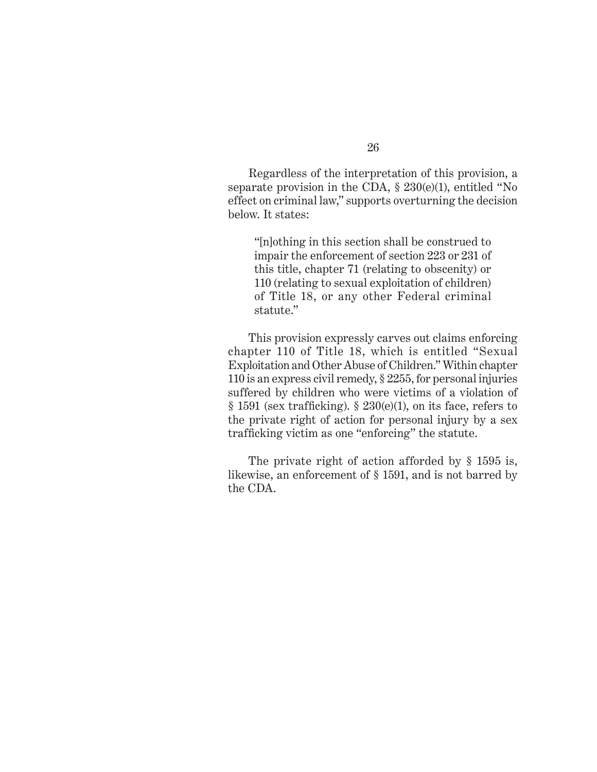Regardless of the interpretation of this provision, a separate provision in the CDA, § 230(e)(1), entitled "No effect on criminal law," supports overturning the decision below. It states:

> "[n]othing in this section shall be construed to impair the enforcement of section 223 or 231 of this title, chapter 71 (relating to obscenity) or 110 (relating to sexual exploitation of children) of Title 18, or any other Federal criminal statute."

This provision expressly carves out claims enforcing chapter 110 of Title 18, which is entitled "Sexual Exploitation and Other Abuse of Children." Within chapter 110 is an express civil remedy, § 2255, for personal injuries suffered by children who were victims of a violation of § 1591 (sex trafficking). § 230(e)(1), on its face, refers to the private right of action for personal injury by a sex trafficking victim as one "enforcing" the statute.

The private right of action afforded by § 1595 is, likewise, an enforcement of § 1591, and is not barred by the CDA.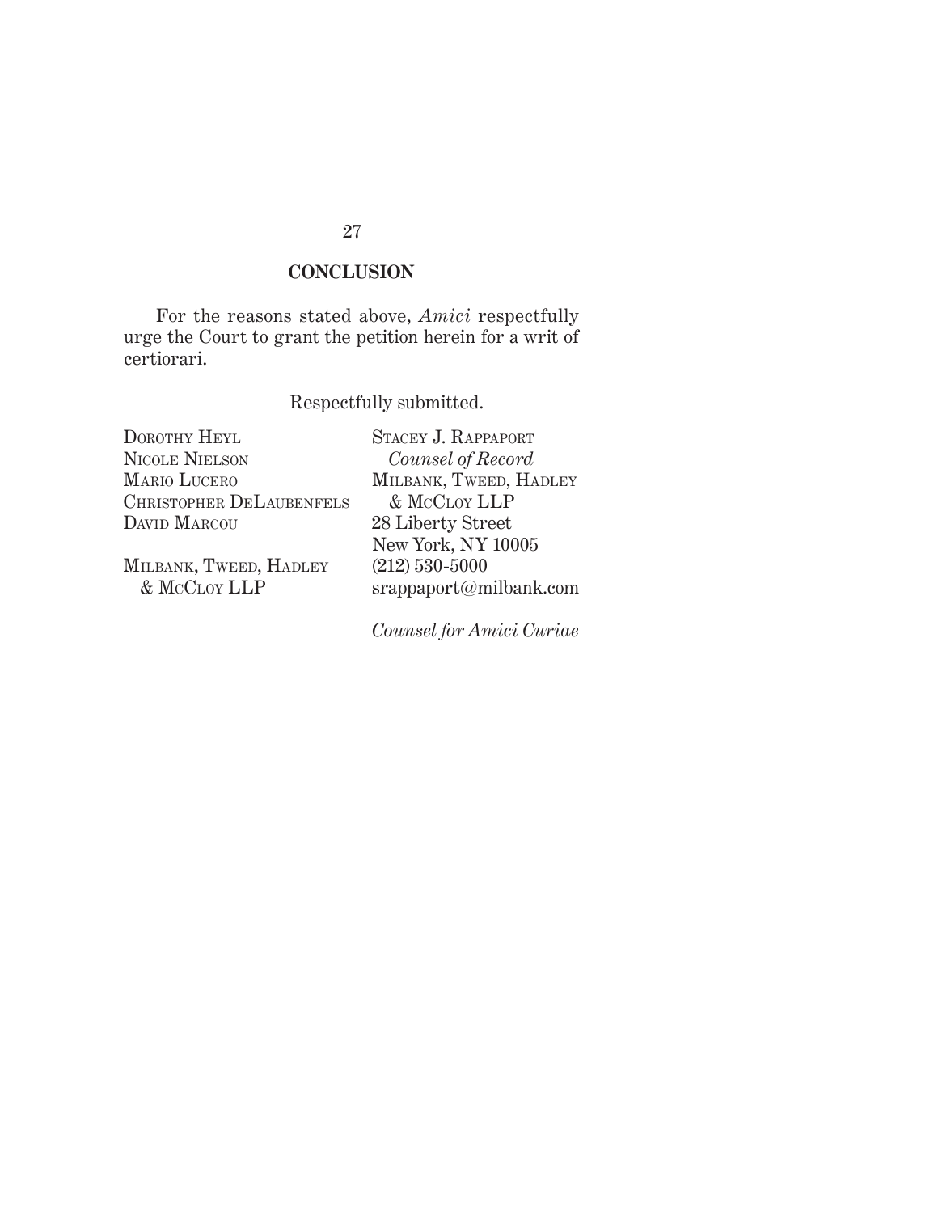## CONCLUSION

For the reasons stated above, *Amici* respectfully urge the Court to grant the petition herein for a writ of certiorari.

Respectfully submitted.

DOROTHY HEYL
NICOLE NIELSON
MARIO LUCERO
CHRISTOPHER DELAUBENFELS
DAVID MARCOU

MILBANK, TWEED, HADLEY
& MCCLOY LLP

STACEY J. RAPPAPORT
*Counsel of Record*
MILBANK, TWEED, HADLEY
& MCCLOY LLP
28 Liberty Street
New York, NY 10005
(212) 530-5000
srappaport@milbank.com

*Counsel for Amici Curiae*